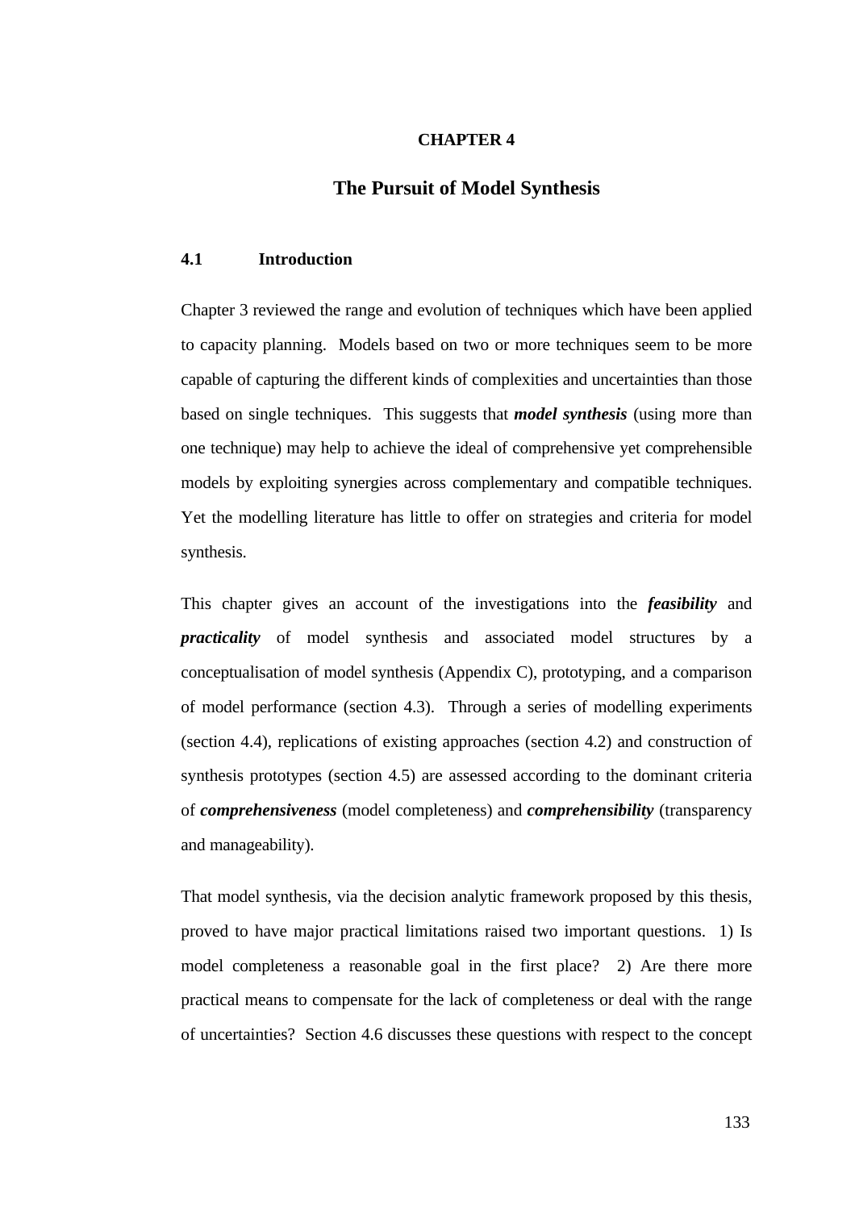# CHAPTER 4

## The Pursuit of Model Synthesis

### 4.1 Introduction

Chapter 3 reviewed the range and evolution of techniques which have been applied to capacity planning. Models based on two or more techniques seem to be more capable of capturing the different kinds of complexities and uncertainties than those based on single techniques. This suggests that ***model synthesis*** (using more than one technique) may help to achieve the ideal of comprehensive yet comprehensible models by exploiting synergies across complementary and compatible techniques. Yet the modelling literature has little to offer on strategies and criteria for model synthesis.

This chapter gives an account of the investigations into the ***feasibility*** and ***practicality*** of model synthesis and associated model structures by a conceptualisation of model synthesis (Appendix C), prototyping, and a comparison of model performance (section 4.3). Through a series of modelling experiments (section 4.4), replications of existing approaches (section 4.2) and construction of synthesis prototypes (section 4.5) are assessed according to the dominant criteria of ***comprehensiveness*** (model completeness) and ***comprehensibility*** (transparency and manageability).

That model synthesis, via the decision analytic framework proposed by this thesis, proved to have major practical limitations raised two important questions. 1) Is model completeness a reasonable goal in the first place? 2) Are there more practical means to compensate for the lack of completeness or deal with the range of uncertainties? Section 4.6 discusses these questions with respect to the concept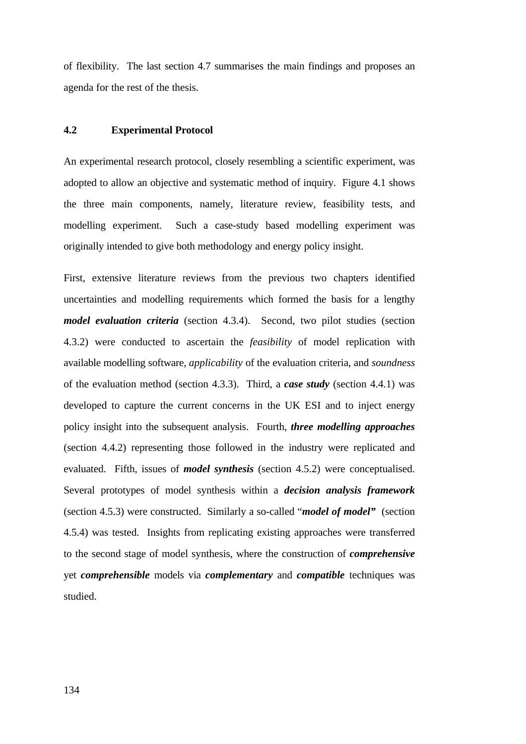of flexibility. The last section 4.7 summarises the main findings and proposes an agenda for the rest of the thesis.

## 4.2 Experimental Protocol

An experimental research protocol, closely resembling a scientific experiment, was adopted to allow an objective and systematic method of inquiry. Figure 4.1 shows the three main components, namely, literature review, feasibility tests, and modelling experiment. Such a case-study based modelling experiment was originally intended to give both methodology and energy policy insight.

First, extensive literature reviews from the previous two chapters identified uncertainties and modelling requirements which formed the basis for a lengthy ***model evaluation criteria*** (section 4.3.4). Second, two pilot studies (section 4.3.2) were conducted to ascertain the *feasibility* of model replication with available modelling software, *applicability* of the evaluation criteria, and *soundness* of the evaluation method (section 4.3.3). Third, a ***case study*** (section 4.4.1) was developed to capture the current concerns in the UK ESI and to inject energy policy insight into the subsequent analysis. Fourth, ***three modelling approaches*** (section 4.4.2) representing those followed in the industry were replicated and evaluated. Fifth, issues of ***model synthesis*** (section 4.5.2) were conceptualised. Several prototypes of model synthesis within a ***decision analysis framework*** (section 4.5.3) were constructed. Similarly a so-called "***model of model"*** (section 4.5.4) was tested. Insights from replicating existing approaches were transferred to the second stage of model synthesis, where the construction of ***comprehensive*** yet ***comprehensible*** models via ***complementary*** and ***compatible*** techniques was studied.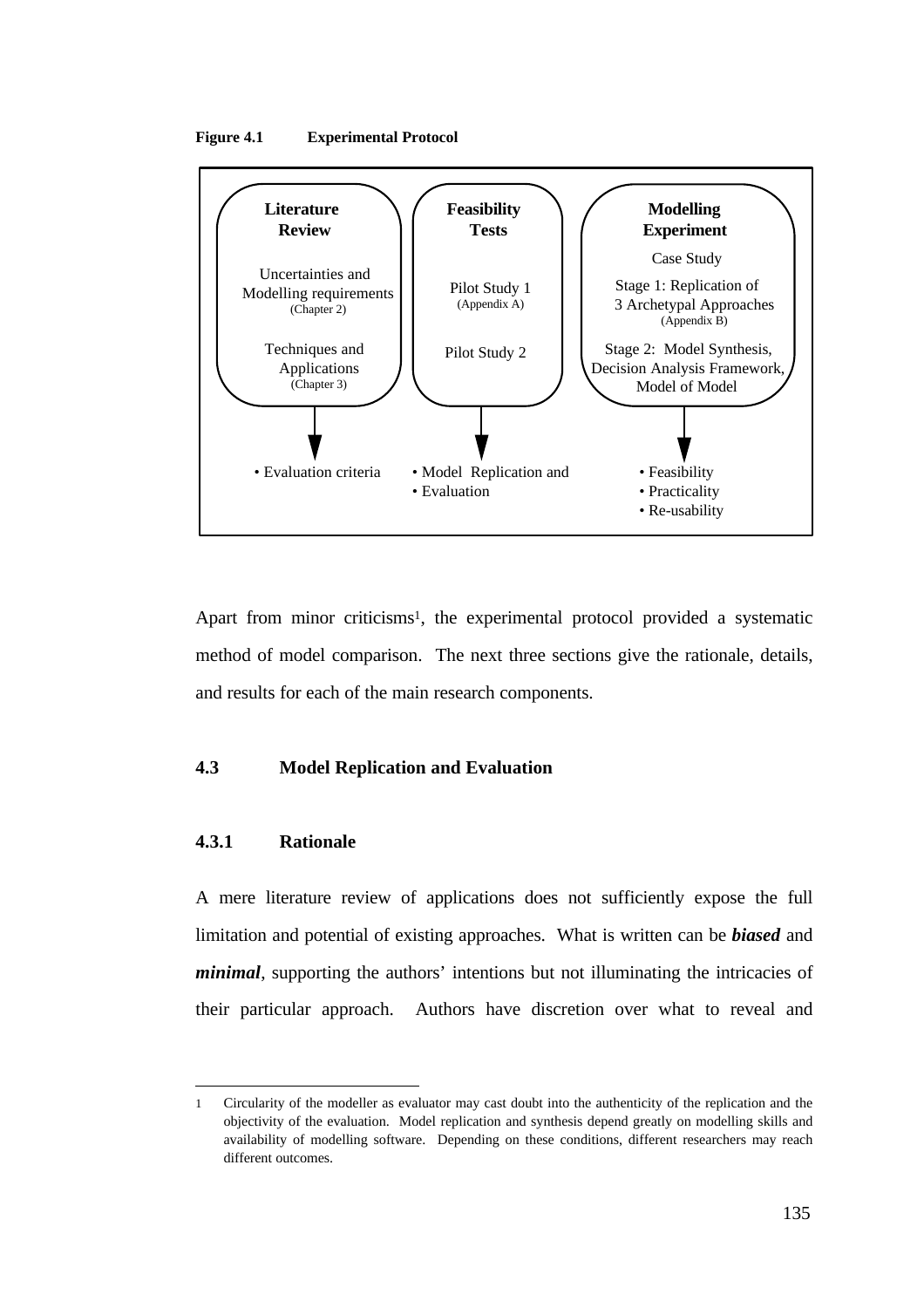**Figure 4.1 Experimental Protocol**

| Literature Review | Feasibility Tests | Modelling Experiment |
| --- | --- | --- |
| Uncertainties and Modelling requirements (Chapter 2) | Pilot Study 1 (Appendix A) | Case Study |
| Techniques and Applications (Chapter 3) | Pilot Study 2 | Stage 1: Replication of 3 Archetypal Approaches (Appendix B) |
| | | Stage 2: Model Synthesis, Decision Analysis Framework, Model of Model |
| ↓ | ↓ | ↓ |
| • Evaluation criteria | • Model Replication and<br>• Evaluation | • Feasibility<br>• Practicality<br>• Re-usability |

Apart from minor criticisms[1], the experimental protocol provided a systematic method of model comparison. The next three sections give the rationale, details, and results for each of the main research components.

## 4.3 Model Replication and Evaluation

### 4.3.1 Rationale

A mere literature review of applications does not sufficiently expose the full limitation and potential of existing approaches. What is written can be ***biased*** and ***minimal***, supporting the authors' intentions but not illuminating the intricacies of their particular approach. Authors have discretion over what to reveal and

---

[1] Circularity of the modeller as evaluator may cast doubt into the authenticity of the replication and the objectivity of the evaluation. Model replication and synthesis depend greatly on modelling skills and availability of modelling software. Depending on these conditions, different researchers may reach different outcomes.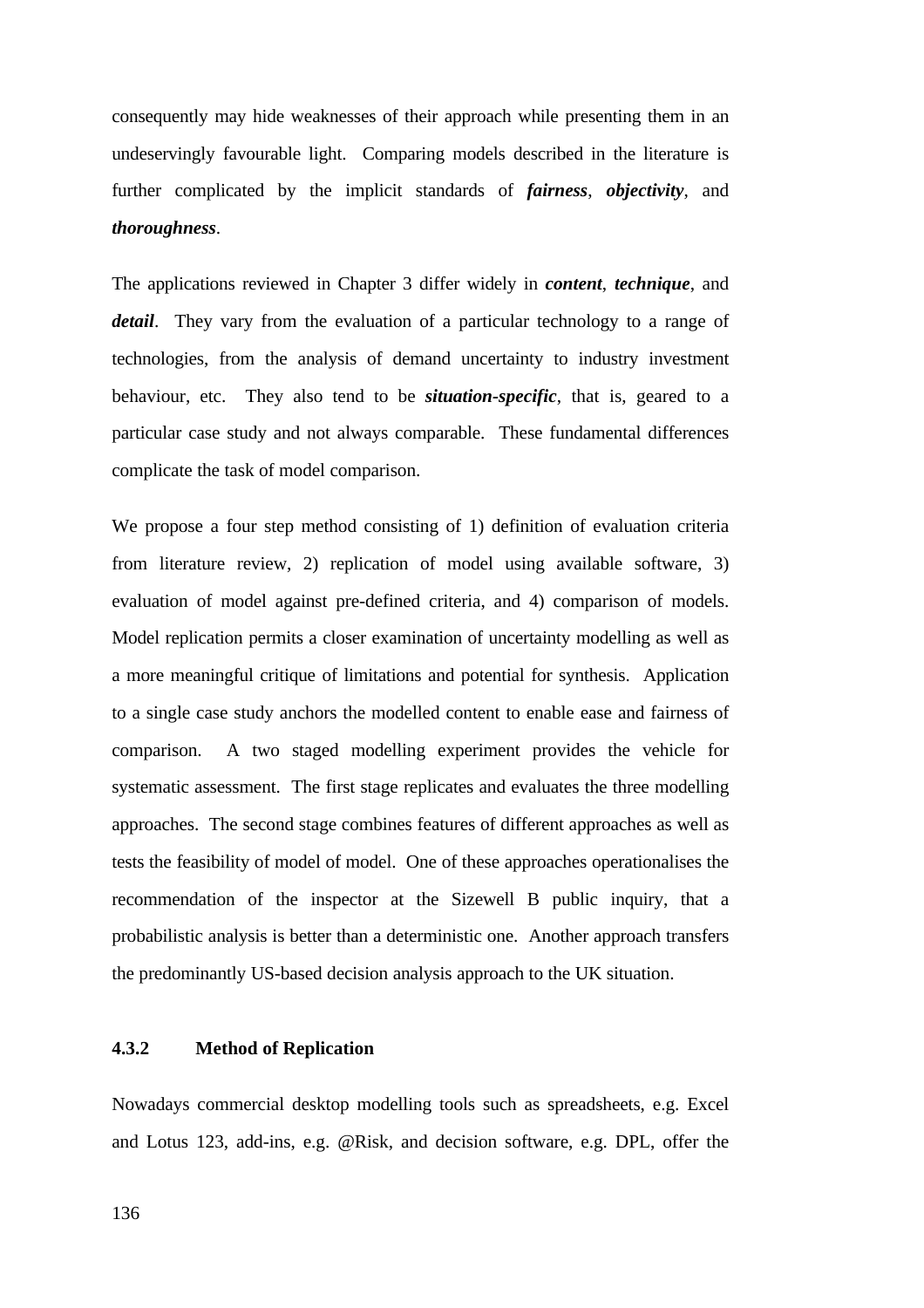consequently may hide weaknesses of their approach while presenting them in an undeservingly favourable light. Comparing models described in the literature is further complicated by the implicit standards of ***fairness***, ***objectivity***, and ***thoroughness***.

The applications reviewed in Chapter 3 differ widely in ***content***, ***technique***, and ***detail***. They vary from the evaluation of a particular technology to a range of technologies, from the analysis of demand uncertainty to industry investment behaviour, etc. They also tend to be ***situation-specific***, that is, geared to a particular case study and not always comparable. These fundamental differences complicate the task of model comparison.

We propose a four step method consisting of 1) definition of evaluation criteria from literature review, 2) replication of model using available software, 3) evaluation of model against pre-defined criteria, and 4) comparison of models. Model replication permits a closer examination of uncertainty modelling as well as a more meaningful critique of limitations and potential for synthesis. Application to a single case study anchors the modelled content to enable ease and fairness of comparison. A two staged modelling experiment provides the vehicle for systematic assessment. The first stage replicates and evaluates the three modelling approaches. The second stage combines features of different approaches as well as tests the feasibility of model of model. One of these approaches operationalises the recommendation of the inspector at the Sizewell B public inquiry, that a probabilistic analysis is better than a deterministic one. Another approach transfers the predominantly US-based decision analysis approach to the UK situation.

### 4.3.2 Method of Replication

Nowadays commercial desktop modelling tools such as spreadsheets, e.g. Excel and Lotus 123, add-ins, e.g. @Risk, and decision software, e.g. DPL, offer the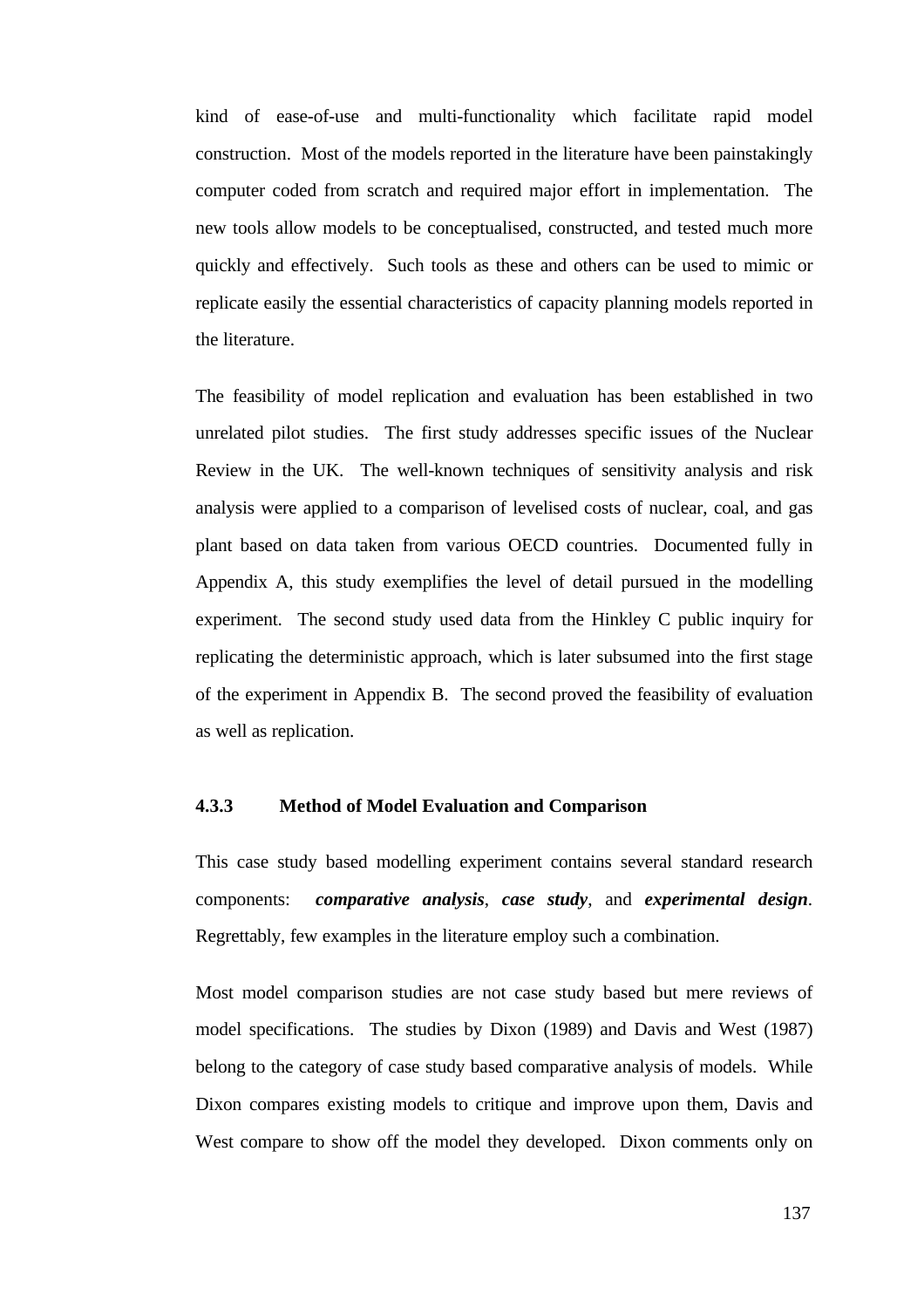kind of ease-of-use and multi-functionality which facilitate rapid model construction. Most of the models reported in the literature have been painstakingly computer coded from scratch and required major effort in implementation. The new tools allow models to be conceptualised, constructed, and tested much more quickly and effectively. Such tools as these and others can be used to mimic or replicate easily the essential characteristics of capacity planning models reported in the literature.

The feasibility of model replication and evaluation has been established in two unrelated pilot studies. The first study addresses specific issues of the Nuclear Review in the UK. The well-known techniques of sensitivity analysis and risk analysis were applied to a comparison of levelised costs of nuclear, coal, and gas plant based on data taken from various OECD countries. Documented fully in Appendix A, this study exemplifies the level of detail pursued in the modelling experiment. The second study used data from the Hinkley C public inquiry for replicating the deterministic approach, which is later subsumed into the first stage of the experiment in Appendix B. The second proved the feasibility of evaluation as well as replication.

### 4.3.3 Method of Model Evaluation and Comparison

This case study based modelling experiment contains several standard research components: ***comparative analysis***, ***case study***, and ***experimental design***. Regrettably, few examples in the literature employ such a combination.

Most model comparison studies are not case study based but mere reviews of model specifications. The studies by Dixon (1989) and Davis and West (1987) belong to the category of case study based comparative analysis of models. While Dixon compares existing models to critique and improve upon them, Davis and West compare to show off the model they developed. Dixon comments only on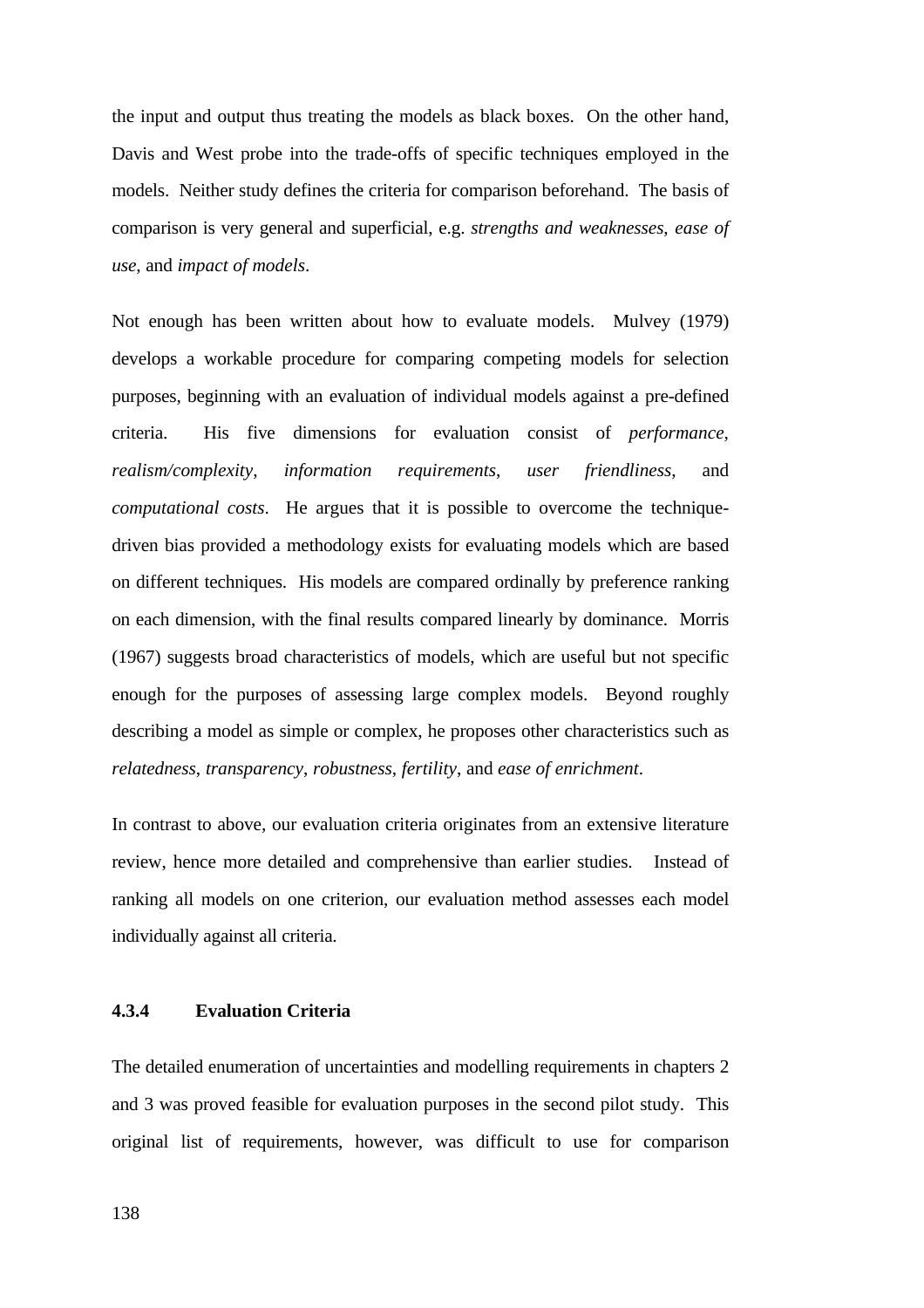the input and output thus treating the models as black boxes. On the other hand, Davis and West probe into the trade-offs of specific techniques employed in the models. Neither study defines the criteria for comparison beforehand. The basis of comparison is very general and superficial, e.g. *strengths and weaknesses*, *ease of use*, and *impact of models*.

Not enough has been written about how to evaluate models. Mulvey (1979) develops a workable procedure for comparing competing models for selection purposes, beginning with an evaluation of individual models against a pre-defined criteria. His five dimensions for evaluation consist of *performance*, *realism/complexity*, *information requirements*, *user friendliness*, and *computational costs*. He argues that it is possible to overcome the technique-driven bias provided a methodology exists for evaluating models which are based on different techniques. His models are compared ordinally by preference ranking on each dimension, with the final results compared linearly by dominance. Morris (1967) suggests broad characteristics of models, which are useful but not specific enough for the purposes of assessing large complex models. Beyond roughly describing a model as simple or complex, he proposes other characteristics such as *relatedness*, *transparency*, *robustness*, *fertility*, and *ease of enrichment*.

In contrast to above, our evaluation criteria originates from an extensive literature review, hence more detailed and comprehensive than earlier studies. Instead of ranking all models on one criterion, our evaluation method assesses each model individually against all criteria.

#### 4.3.4 Evaluation Criteria

The detailed enumeration of uncertainties and modelling requirements in chapters 2 and 3 was proved feasible for evaluation purposes in the second pilot study. This original list of requirements, however, was difficult to use for comparison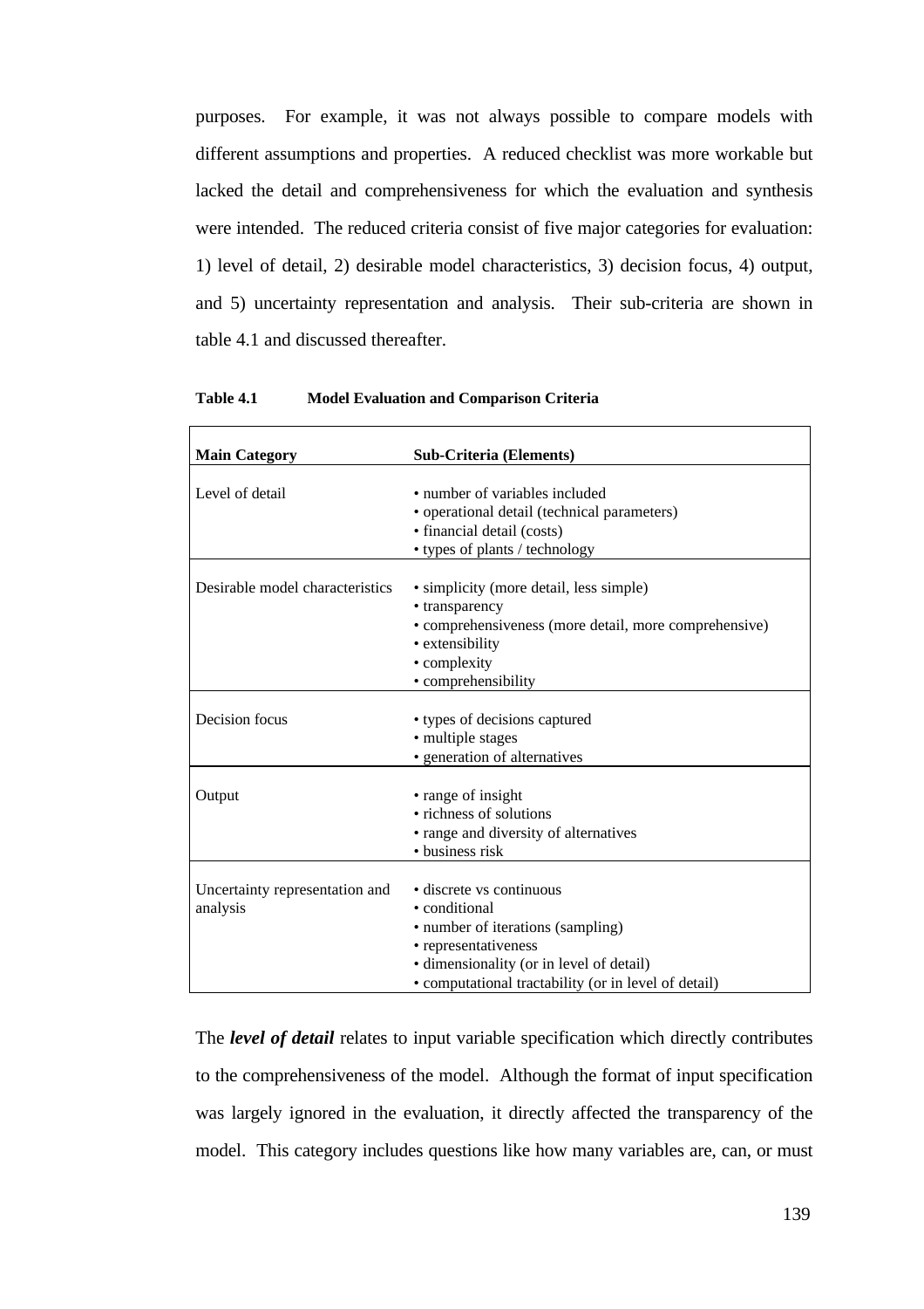purposes. For example, it was not always possible to compare models with different assumptions and properties. A reduced checklist was more workable but lacked the detail and comprehensiveness for which the evaluation and synthesis were intended. The reduced criteria consist of five major categories for evaluation: 1) level of detail, 2) desirable model characteristics, 3) decision focus, 4) output, and 5) uncertainty representation and analysis. Their sub-criteria are shown in table 4.1 and discussed thereafter.

**Table 4.1 Model Evaluation and Comparison Criteria**

| Main Category | Sub-Criteria (Elements) |
|---|---|
| Level of detail | • number of variables included<br>• operational detail (technical parameters)<br>• financial detail (costs)<br>• types of plants / technology |
| Desirable model characteristics | • simplicity (more detail, less simple)<br>• transparency<br>• comprehensiveness (more detail, more comprehensive)<br>• extensibility<br>• complexity<br>• comprehensibility |
| Decision focus | • types of decisions captured<br>• multiple stages<br>• generation of alternatives |
| Output | • range of insight<br>• richness of solutions<br>• range and diversity of alternatives<br>• business risk |
| Uncertainty representation and analysis | • discrete vs continuous<br>• conditional<br>• number of iterations (sampling)<br>• representativeness<br>• dimensionality (or in level of detail)<br>• computational tractability (or in level of detail) |

The ***level of detail*** relates to input variable specification which directly contributes to the comprehensiveness of the model. Although the format of input specification was largely ignored in the evaluation, it directly affected the transparency of the model. This category includes questions like how many variables are, can, or must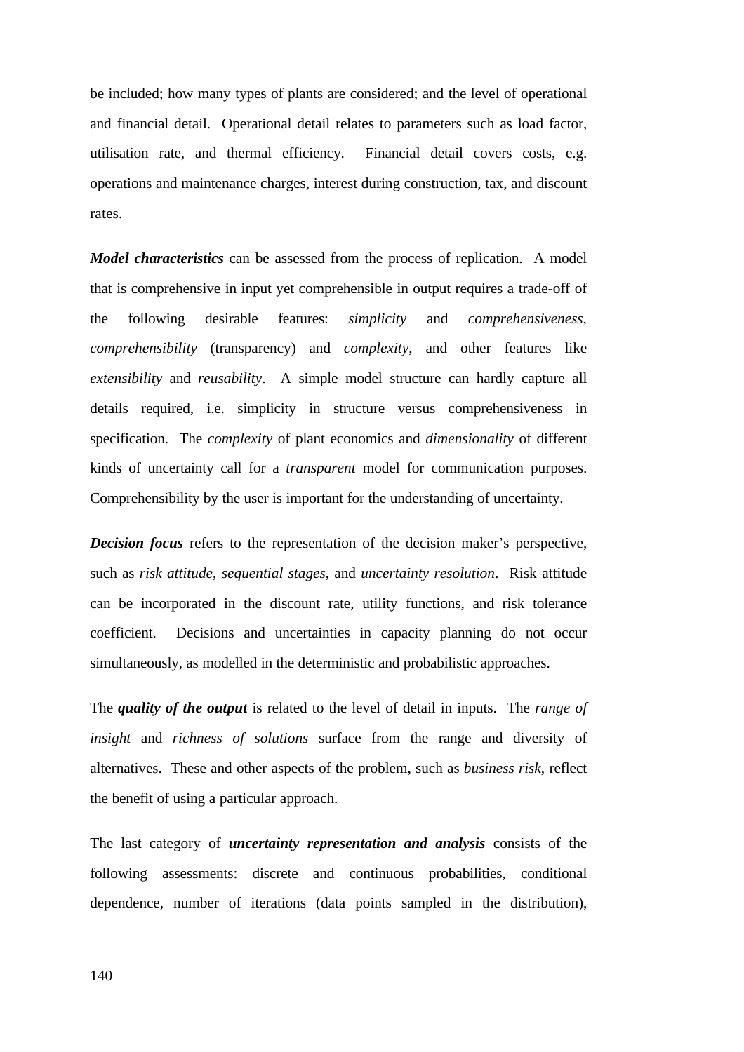be included; how many types of plants are considered; and the level of operational and financial detail. Operational detail relates to parameters such as load factor, utilisation rate, and thermal efficiency. Financial detail covers costs, e.g. operations and maintenance charges, interest during construction, tax, and discount rates.

***Model characteristics*** can be assessed from the process of replication. A model that is comprehensive in input yet comprehensible in output requires a trade-off of the following desirable features: *simplicity* and *comprehensiveness*, *comprehensibility* (transparency) and *complexity*, and other features like *extensibility* and *reusability*. A simple model structure can hardly capture all details required, i.e. simplicity in structure versus comprehensiveness in specification. The *complexity* of plant economics and *dimensionality* of different kinds of uncertainty call for a *transparent* model for communication purposes. Comprehensibility by the user is important for the understanding of uncertainty.

***Decision focus*** refers to the representation of the decision maker's perspective, such as *risk attitude*, *sequential stages*, and *uncertainty resolution*. Risk attitude can be incorporated in the discount rate, utility functions, and risk tolerance coefficient. Decisions and uncertainties in capacity planning do not occur simultaneously, as modelled in the deterministic and probabilistic approaches.

The ***quality of the output*** is related to the level of detail in inputs. The *range of insight* and *richness of solutions* surface from the range and diversity of alternatives. These and other aspects of the problem, such as *business risk*, reflect the benefit of using a particular approach.

The last category of ***uncertainty representation and analysis*** consists of the following assessments: discrete and continuous probabilities, conditional dependence, number of iterations (data points sampled in the distribution),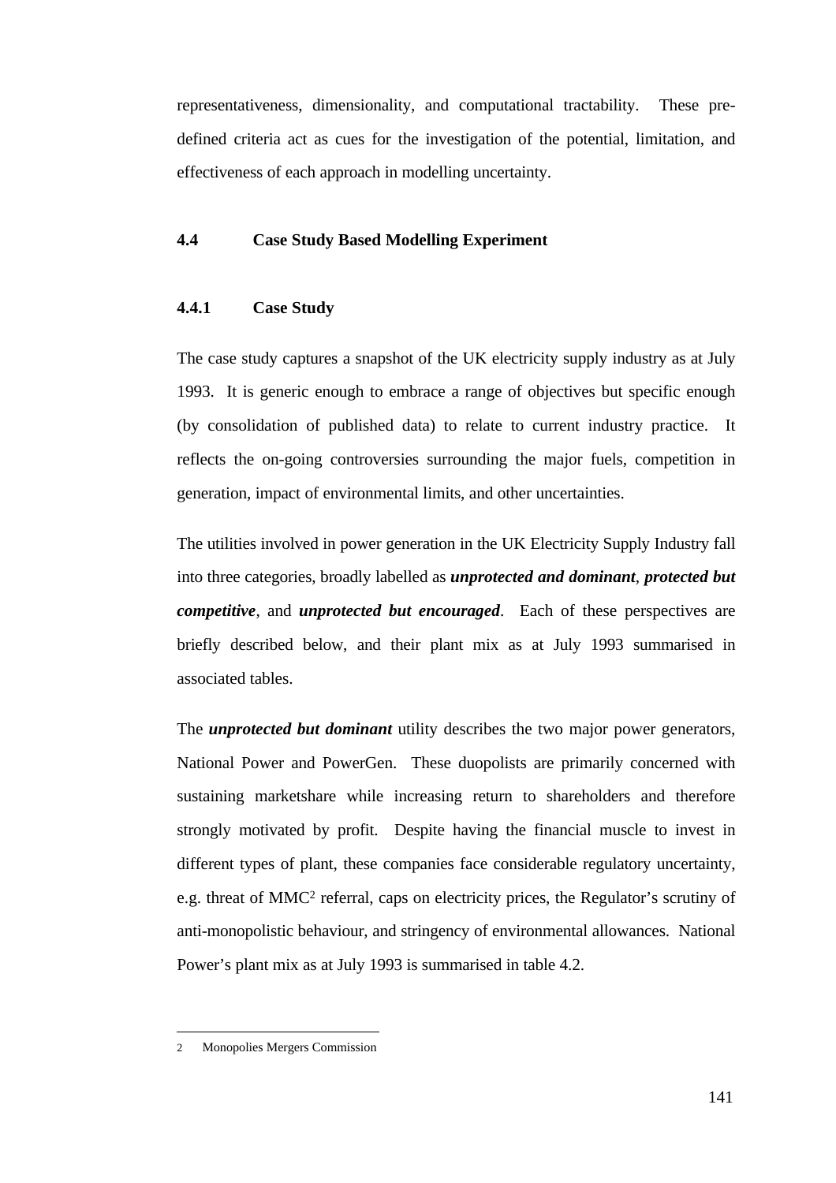representativeness, dimensionality, and computational tractability. These pre-defined criteria act as cues for the investigation of the potential, limitation, and effectiveness of each approach in modelling uncertainty.

## 4.4 Case Study Based Modelling Experiment

### 4.4.1 Case Study

The case study captures a snapshot of the UK electricity supply industry as at July 1993. It is generic enough to embrace a range of objectives but specific enough (by consolidation of published data) to relate to current industry practice. It reflects the on-going controversies surrounding the major fuels, competition in generation, impact of environmental limits, and other uncertainties.

The utilities involved in power generation in the UK Electricity Supply Industry fall into three categories, broadly labelled as ***unprotected and dominant***, ***protected but competitive***, and ***unprotected but encouraged***. Each of these perspectives are briefly described below, and their plant mix as at July 1993 summarised in associated tables.

The ***unprotected but dominant*** utility describes the two major power generators, National Power and PowerGen. These duopolists are primarily concerned with sustaining marketshare while increasing return to shareholders and therefore strongly motivated by profit. Despite having the financial muscle to invest in different types of plant, these companies face considerable regulatory uncertainty, e.g. threat of MMC[2] referral, caps on electricity prices, the Regulator's scrutiny of anti-monopolistic behaviour, and stringency of environmental allowances. National Power's plant mix as at July 1993 is summarised in table 4.2.

---

2 Monopolies Mergers Commission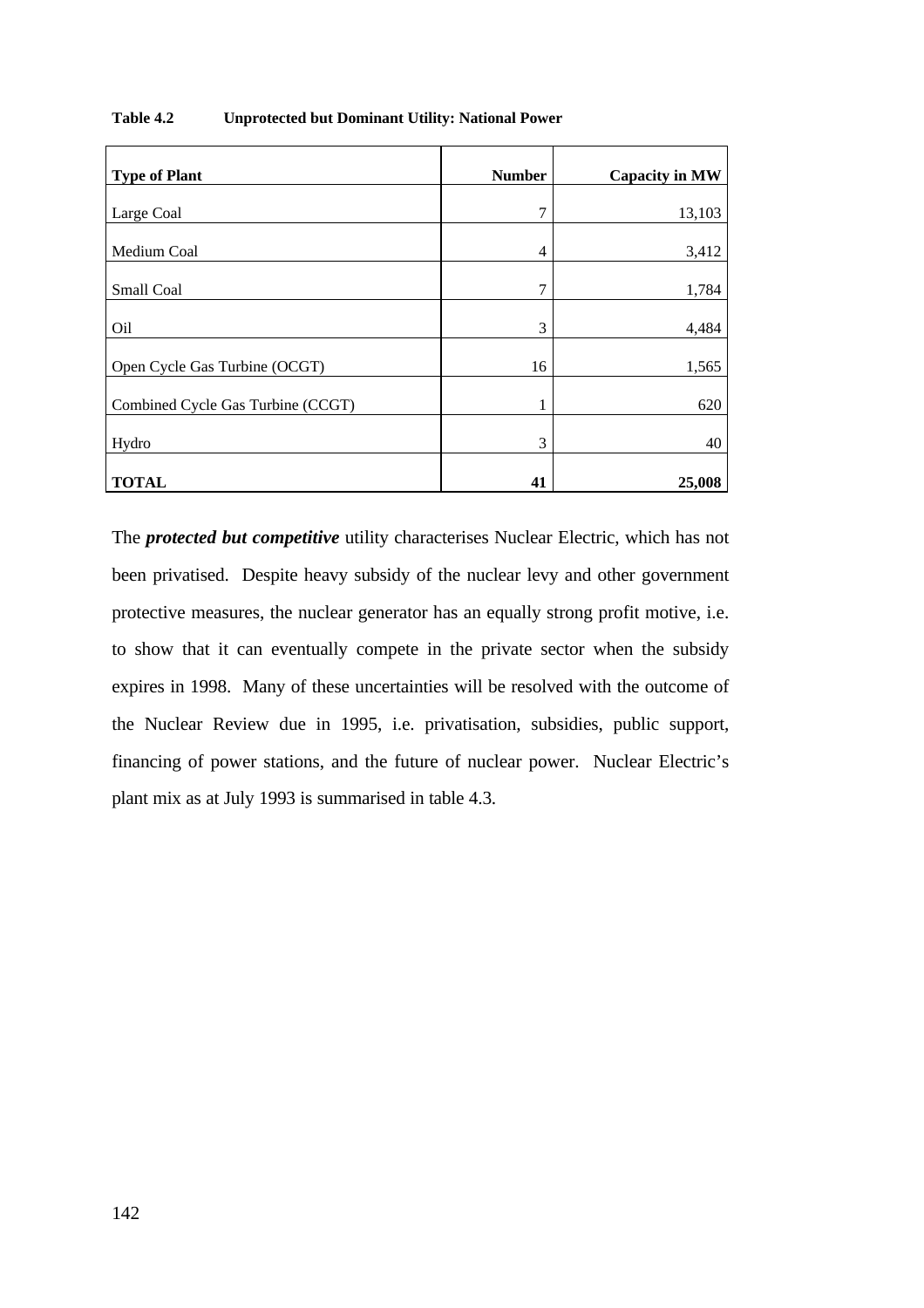**Table 4.2 Unprotected but Dominant Utility: National Power**

| Type of Plant | Number | Capacity in MW |
|---|---:|---:|
| Large Coal | 7 | 13,103 |
| Medium Coal | 4 | 3,412 |
| Small Coal | 7 | 1,784 |
| Oil | 3 | 4,484 |
| Open Cycle Gas Turbine (OCGT) | 16 | 1,565 |
| Combined Cycle Gas Turbine (CCGT) | 1 | 620 |
| Hydro | 3 | 40 |
| **TOTAL** | **41** | **25,008** |

The ***protected but competitive*** utility characterises Nuclear Electric, which has not been privatised. Despite heavy subsidy of the nuclear levy and other government protective measures, the nuclear generator has an equally strong profit motive, i.e. to show that it can eventually compete in the private sector when the subsidy expires in 1998. Many of these uncertainties will be resolved with the outcome of the Nuclear Review due in 1995, i.e. privatisation, subsidies, public support, financing of power stations, and the future of nuclear power. Nuclear Electric's plant mix as at July 1993 is summarised in table 4.3.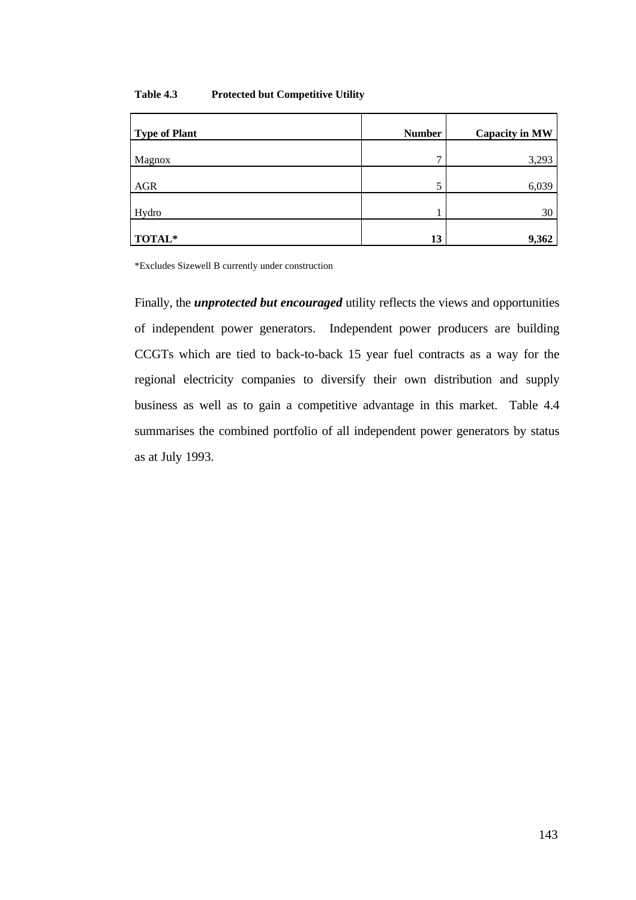**Table 4.3 Protected but Competitive Utility**

| Type of Plant | Number | Capacity in MW |
|---|---|---|
| Magnox | 7 | 3,293 |
| AGR | 5 | 6,039 |
| Hydro | 1 | 30 |
| **TOTAL*** | **13** | **9,362** |

*Excludes Sizewell B currently under construction

Finally, the ***unprotected but encouraged*** utility reflects the views and opportunities of independent power generators. Independent power producers are building CCGTs which are tied to back-to-back 15 year fuel contracts as a way for the regional electricity companies to diversify their own distribution and supply business as well as to gain a competitive advantage in this market. Table 4.4 summarises the combined portfolio of all independent power generators by status as at July 1993.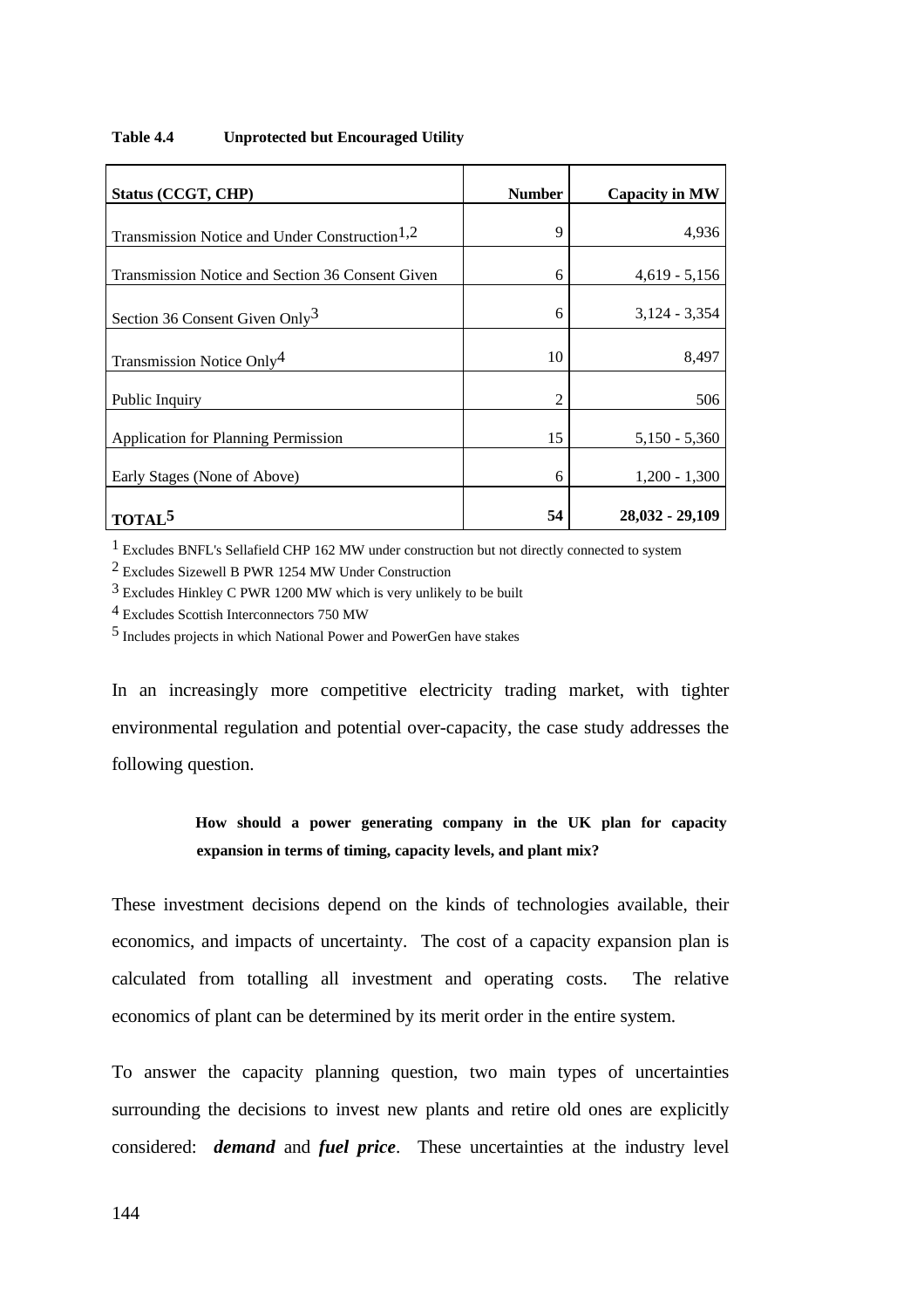**Table 4.4 Unprotected but Encouraged Utility**

| Status (CCGT, CHP) | Number | Capacity in MW |
|---|---|---|
| Transmission Notice and Under Construction[1,2] | 9 | 4,936 |
| Transmission Notice and Section 36 Consent Given | 6 | 4,619 - 5,156 |
| Section 36 Consent Given Only[3] | 6 | 3,124 - 3,354 |
| Transmission Notice Only[4] | 10 | 8,497 |
| Public Inquiry | 2 | 506 |
| Application for Planning Permission | 15 | 5,150 - 5,360 |
| Early Stages (None of Above) | 6 | 1,200 - 1,300 |
| **TOTAL[5]** | **54** | **28,032 - 29,109** |

[1] Excludes BNFL's Sellafield CHP 162 MW under construction but not directly connected to system

[2] Excludes Sizewell B PWR 1254 MW Under Construction

[3] Excludes Hinkley C PWR 1200 MW which is very unlikely to be built

[4] Excludes Scottish Interconnectors 750 MW

[5] Includes projects in which National Power and PowerGen have stakes

In an increasingly more competitive electricity trading market, with tighter environmental regulation and potential over-capacity, the case study addresses the following question.

> **How should a power generating company in the UK plan for capacity expansion in terms of timing, capacity levels, and plant mix?**

These investment decisions depend on the kinds of technologies available, their economics, and impacts of uncertainty. The cost of a capacity expansion plan is calculated from totalling all investment and operating costs. The relative economics of plant can be determined by its merit order in the entire system.

To answer the capacity planning question, two main types of uncertainties surrounding the decisions to invest new plants and retire old ones are explicitly considered: ***demand*** and ***fuel price***. These uncertainties at the industry level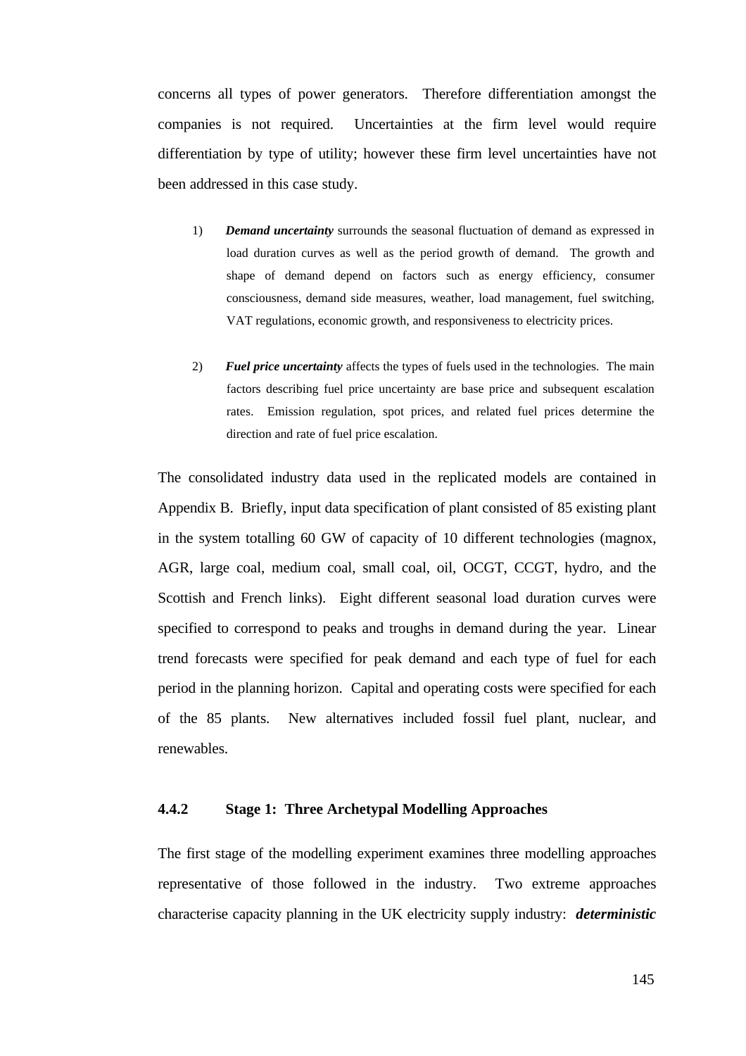concerns all types of power generators. Therefore differentiation amongst the companies is not required. Uncertainties at the firm level would require differentiation by type of utility; however these firm level uncertainties have not been addressed in this case study.

1) ***Demand uncertainty*** surrounds the seasonal fluctuation of demand as expressed in load duration curves as well as the period growth of demand. The growth and shape of demand depend on factors such as energy efficiency, consumer consciousness, demand side measures, weather, load management, fuel switching, VAT regulations, economic growth, and responsiveness to electricity prices.

2) ***Fuel price uncertainty*** affects the types of fuels used in the technologies. The main factors describing fuel price uncertainty are base price and subsequent escalation rates. Emission regulation, spot prices, and related fuel prices determine the direction and rate of fuel price escalation.

The consolidated industry data used in the replicated models are contained in Appendix B. Briefly, input data specification of plant consisted of 85 existing plant in the system totalling 60 GW of capacity of 10 different technologies (magnox, AGR, large coal, medium coal, small coal, oil, OCGT, CCGT, hydro, and the Scottish and French links). Eight different seasonal load duration curves were specified to correspond to peaks and troughs in demand during the year. Linear trend forecasts were specified for peak demand and each type of fuel for each period in the planning horizon. Capital and operating costs were specified for each of the 85 plants. New alternatives included fossil fuel plant, nuclear, and renewables.

### 4.4.2 Stage 1: Three Archetypal Modelling Approaches

The first stage of the modelling experiment examines three modelling approaches representative of those followed in the industry. Two extreme approaches characterise capacity planning in the UK electricity supply industry: ***deterministic***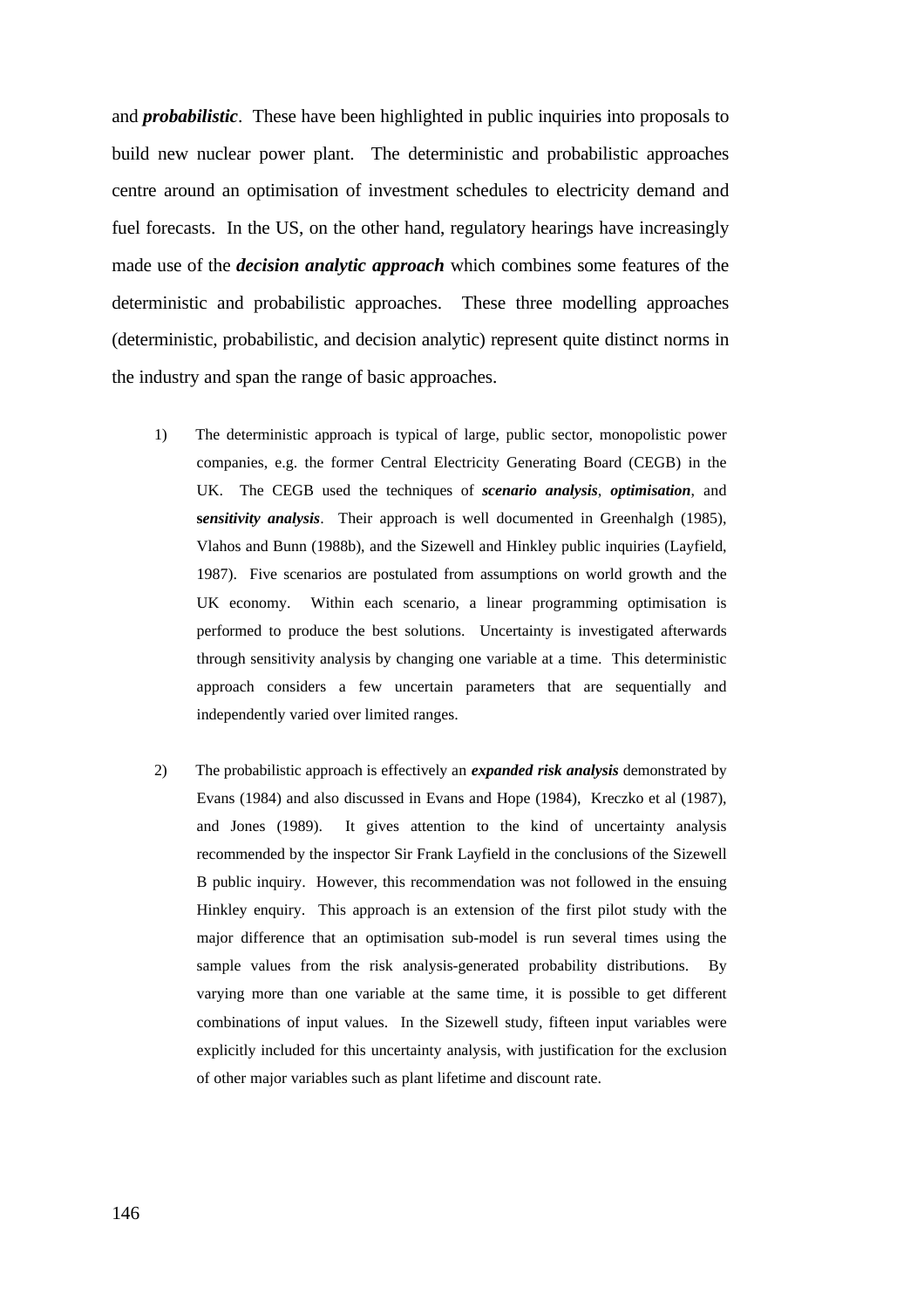and ***probabilistic***. These have been highlighted in public inquiries into proposals to build new nuclear power plant. The deterministic and probabilistic approaches centre around an optimisation of investment schedules to electricity demand and fuel forecasts. In the US, on the other hand, regulatory hearings have increasingly made use of the ***decision analytic approach*** which combines some features of the deterministic and probabilistic approaches. These three modelling approaches (deterministic, probabilistic, and decision analytic) represent quite distinct norms in the industry and span the range of basic approaches.

1) The deterministic approach is typical of large, public sector, monopolistic power companies, e.g. the former Central Electricity Generating Board (CEGB) in the UK. The CEGB used the techniques of ***scenario analysis***, ***optimisation***, and ***sensitivity analysis***. Their approach is well documented in Greenhalgh (1985), Vlahos and Bunn (1988b), and the Sizewell and Hinkley public inquiries (Layfield, 1987). Five scenarios are postulated from assumptions on world growth and the UK economy. Within each scenario, a linear programming optimisation is performed to produce the best solutions. Uncertainty is investigated afterwards through sensitivity analysis by changing one variable at a time. This deterministic approach considers a few uncertain parameters that are sequentially and independently varied over limited ranges.

2) The probabilistic approach is effectively an ***expanded risk analysis*** demonstrated by Evans (1984) and also discussed in Evans and Hope (1984), Kreczko et al (1987), and Jones (1989). It gives attention to the kind of uncertainty analysis recommended by the inspector Sir Frank Layfield in the conclusions of the Sizewell B public inquiry. However, this recommendation was not followed in the ensuing Hinkley enquiry. This approach is an extension of the first pilot study with the major difference that an optimisation sub-model is run several times using the sample values from the risk analysis-generated probability distributions. By varying more than one variable at the same time, it is possible to get different combinations of input values. In the Sizewell study, fifteen input variables were explicitly included for this uncertainty analysis, with justification for the exclusion of other major variables such as plant lifetime and discount rate.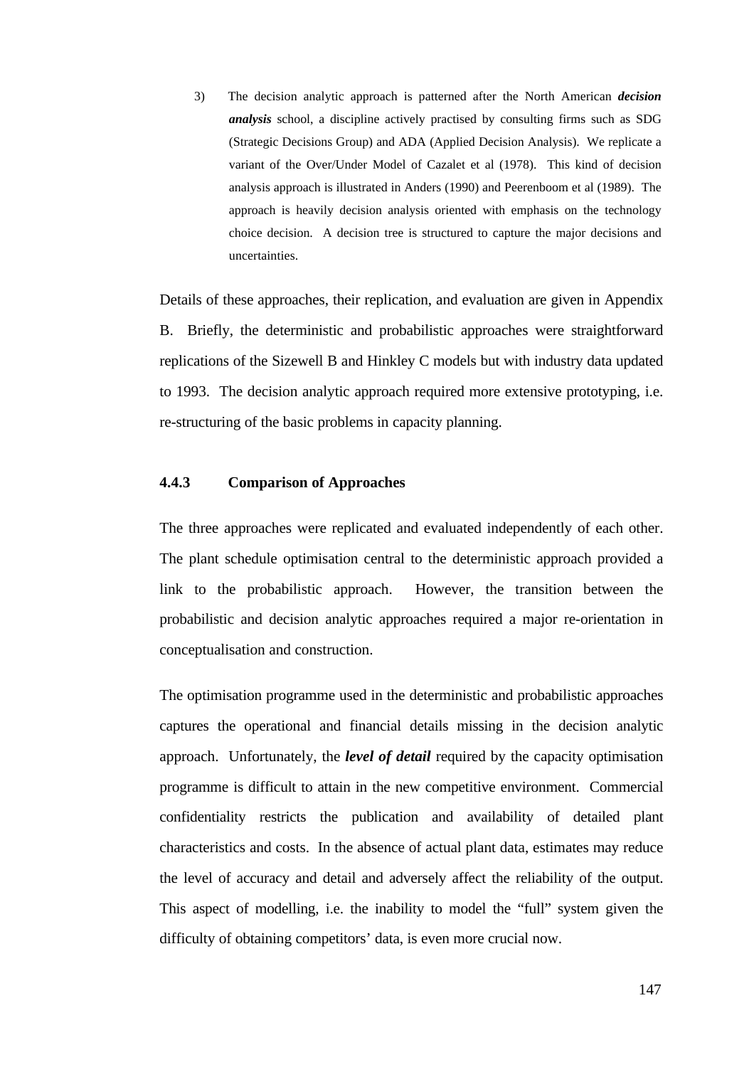3) The decision analytic approach is patterned after the North American ***decision analysis*** school, a discipline actively practised by consulting firms such as SDG (Strategic Decisions Group) and ADA (Applied Decision Analysis). We replicate a variant of the Over/Under Model of Cazalet et al (1978). This kind of decision analysis approach is illustrated in Anders (1990) and Peerenboom et al (1989). The approach is heavily decision analysis oriented with emphasis on the technology choice decision. A decision tree is structured to capture the major decisions and uncertainties.

Details of these approaches, their replication, and evaluation are given in Appendix B. Briefly, the deterministic and probabilistic approaches were straightforward replications of the Sizewell B and Hinkley C models but with industry data updated to 1993. The decision analytic approach required more extensive prototyping, i.e. re-structuring of the basic problems in capacity planning.

### 4.4.3 Comparison of Approaches

The three approaches were replicated and evaluated independently of each other. The plant schedule optimisation central to the deterministic approach provided a link to the probabilistic approach. However, the transition between the probabilistic and decision analytic approaches required a major re-orientation in conceptualisation and construction.

The optimisation programme used in the deterministic and probabilistic approaches captures the operational and financial details missing in the decision analytic approach. Unfortunately, the ***level of detail*** required by the capacity optimisation programme is difficult to attain in the new competitive environment. Commercial confidentiality restricts the publication and availability of detailed plant characteristics and costs. In the absence of actual plant data, estimates may reduce the level of accuracy and detail and adversely affect the reliability of the output. This aspect of modelling, i.e. the inability to model the "full" system given the difficulty of obtaining competitors' data, is even more crucial now.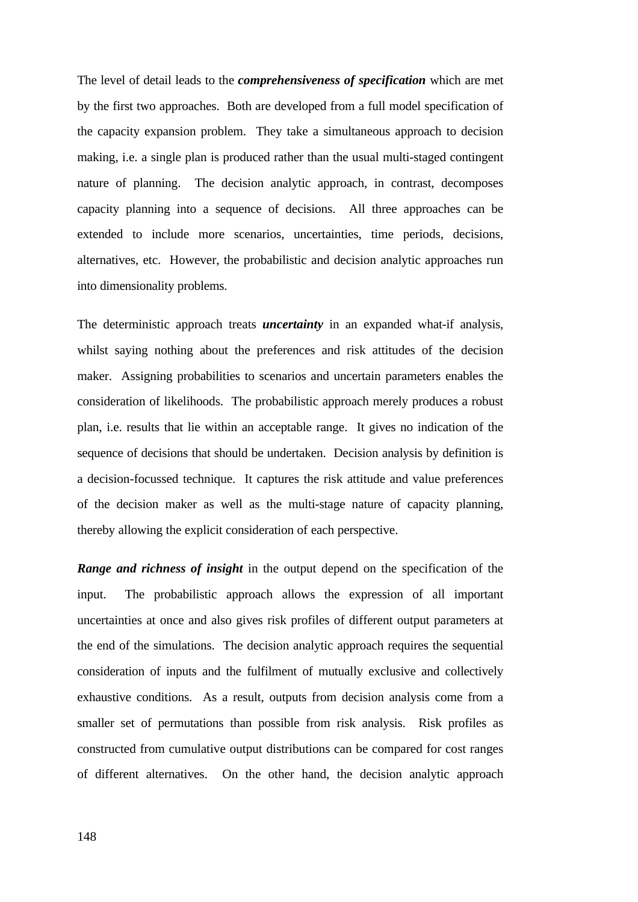The level of detail leads to the ***comprehensiveness of specification*** which are met by the first two approaches. Both are developed from a full model specification of the capacity expansion problem. They take a simultaneous approach to decision making, i.e. a single plan is produced rather than the usual multi-staged contingent nature of planning. The decision analytic approach, in contrast, decomposes capacity planning into a sequence of decisions. All three approaches can be extended to include more scenarios, uncertainties, time periods, decisions, alternatives, etc. However, the probabilistic and decision analytic approaches run into dimensionality problems.

The deterministic approach treats ***uncertainty*** in an expanded what-if analysis, whilst saying nothing about the preferences and risk attitudes of the decision maker. Assigning probabilities to scenarios and uncertain parameters enables the consideration of likelihoods. The probabilistic approach merely produces a robust plan, i.e. results that lie within an acceptable range. It gives no indication of the sequence of decisions that should be undertaken. Decision analysis by definition is a decision-focussed technique. It captures the risk attitude and value preferences of the decision maker as well as the multi-stage nature of capacity planning, thereby allowing the explicit consideration of each perspective.

***Range and richness of insight*** in the output depend on the specification of the input. The probabilistic approach allows the expression of all important uncertainties at once and also gives risk profiles of different output parameters at the end of the simulations. The decision analytic approach requires the sequential consideration of inputs and the fulfilment of mutually exclusive and collectively exhaustive conditions. As a result, outputs from decision analysis come from a smaller set of permutations than possible from risk analysis. Risk profiles as constructed from cumulative output distributions can be compared for cost ranges of different alternatives. On the other hand, the decision analytic approach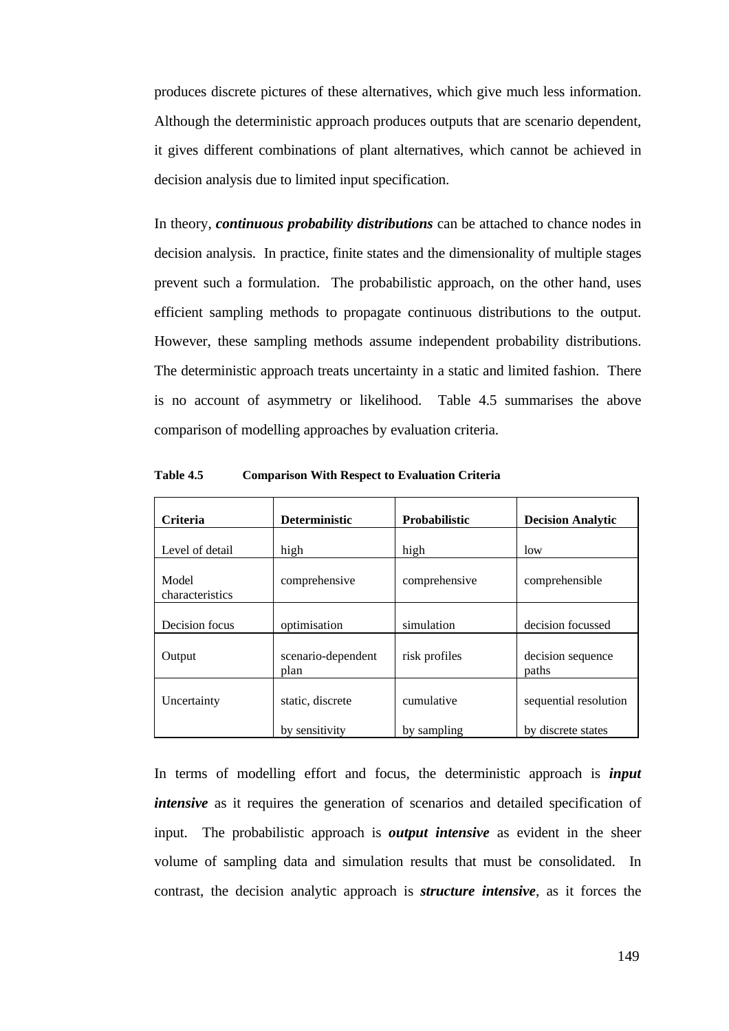produces discrete pictures of these alternatives, which give much less information. Although the deterministic approach produces outputs that are scenario dependent, it gives different combinations of plant alternatives, which cannot be achieved in decision analysis due to limited input specification.

In theory, ***continuous probability distributions*** can be attached to chance nodes in decision analysis. In practice, finite states and the dimensionality of multiple stages prevent such a formulation. The probabilistic approach, on the other hand, uses efficient sampling methods to propagate continuous distributions to the output. However, these sampling methods assume independent probability distributions. The deterministic approach treats uncertainty in a static and limited fashion. There is no account of asymmetry or likelihood. Table 4.5 summarises the above comparison of modelling approaches by evaluation criteria.

**Table 4.5 Comparison With Respect to Evaluation Criteria**

| Criteria | Deterministic | Probabilistic | Decision Analytic |
|---|---|---|---|
| Level of detail | high | high | low |
| Model characteristics | comprehensive | comprehensive | comprehensible |
| Decision focus | optimisation | simulation | decision focussed |
| Output | scenario-dependent plan | risk profiles | decision sequence paths |
| Uncertainty | static, discrete<br>by sensitivity | cumulative<br>by sampling | sequential resolution<br>by discrete states |

In terms of modelling effort and focus, the deterministic approach is ***input intensive*** as it requires the generation of scenarios and detailed specification of input. The probabilistic approach is ***output intensive*** as evident in the sheer volume of sampling data and simulation results that must be consolidated. In contrast, the decision analytic approach is ***structure intensive***, as it forces the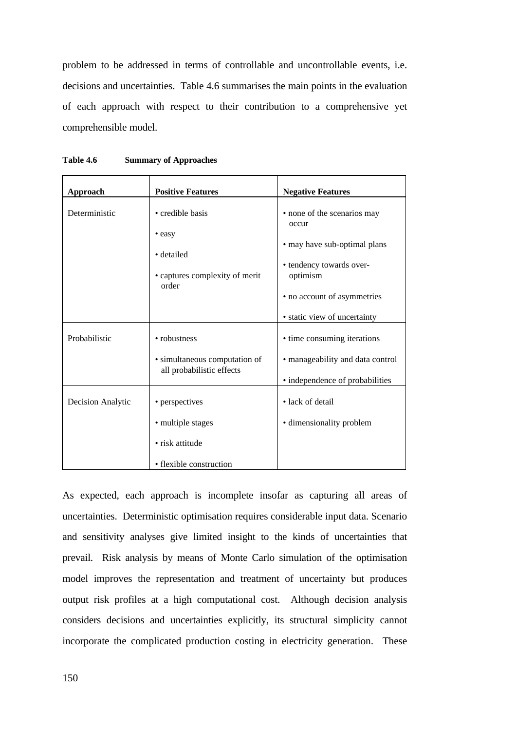problem to be addressed in terms of controllable and uncontrollable events, i.e. decisions and uncertainties. Table 4.6 summarises the main points in the evaluation of each approach with respect to their contribution to a comprehensive yet comprehensible model.

**Table 4.6 Summary of Approaches**

| Approach | Positive Features | Negative Features |
|---|---|---|
| Deterministic | • credible basis<br>• easy<br>• detailed<br>• captures complexity of merit order | • none of the scenarios may occur<br>• may have sub-optimal plans<br>• tendency towards over-optimism<br>• no account of asymmetries<br>• static view of uncertainty |
| Probabilistic | • robustness<br>• simultaneous computation of all probabilistic effects | • time consuming iterations<br>• manageability and data control<br>• independence of probabilities |
| Decision Analytic | • perspectives<br>• multiple stages<br>• risk attitude<br>• flexible construction | • lack of detail<br>• dimensionality problem |

As expected, each approach is incomplete insofar as capturing all areas of uncertainties. Deterministic optimisation requires considerable input data. Scenario and sensitivity analyses give limited insight to the kinds of uncertainties that prevail. Risk analysis by means of Monte Carlo simulation of the optimisation model improves the representation and treatment of uncertainty but produces output risk profiles at a high computational cost. Although decision analysis considers decisions and uncertainties explicitly, its structural simplicity cannot incorporate the complicated production costing in electricity generation. These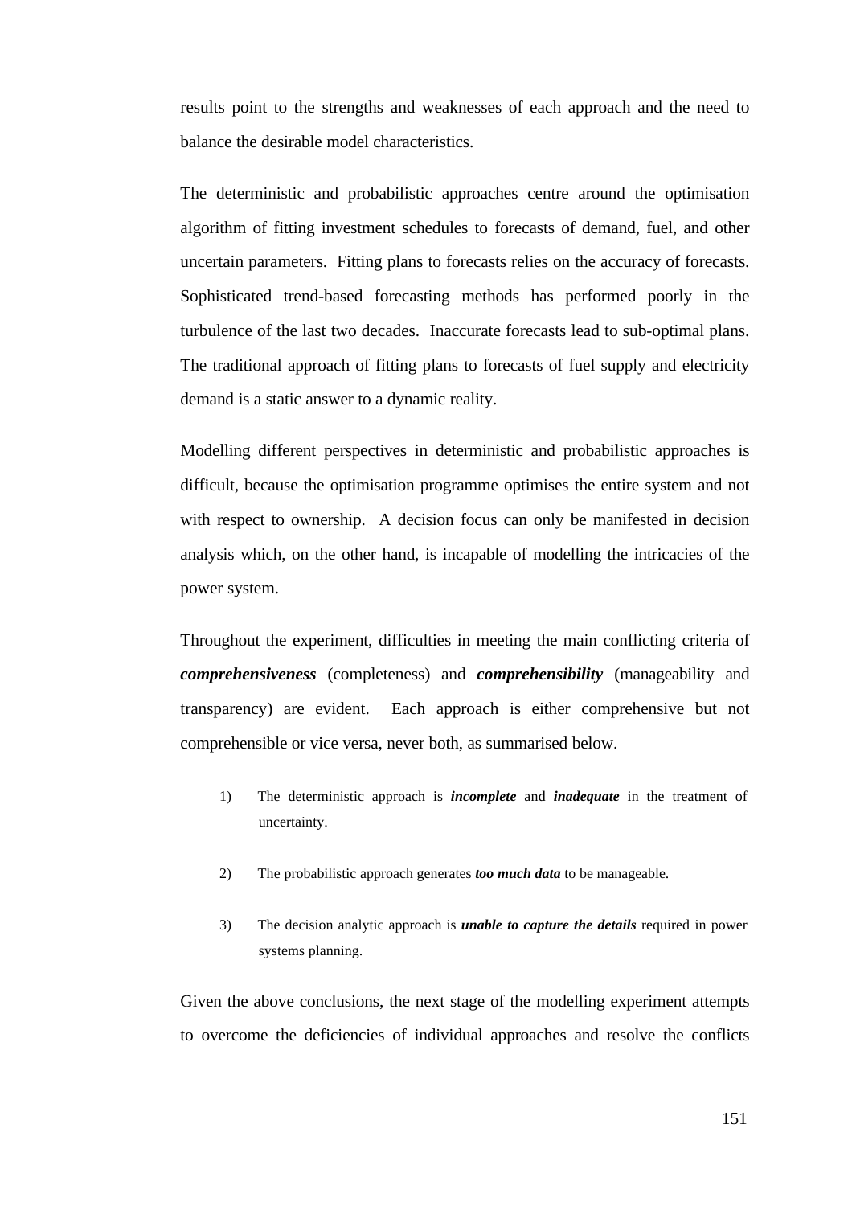results point to the strengths and weaknesses of each approach and the need to balance the desirable model characteristics.

The deterministic and probabilistic approaches centre around the optimisation algorithm of fitting investment schedules to forecasts of demand, fuel, and other uncertain parameters. Fitting plans to forecasts relies on the accuracy of forecasts. Sophisticated trend-based forecasting methods has performed poorly in the turbulence of the last two decades. Inaccurate forecasts lead to sub-optimal plans. The traditional approach of fitting plans to forecasts of fuel supply and electricity demand is a static answer to a dynamic reality.

Modelling different perspectives in deterministic and probabilistic approaches is difficult, because the optimisation programme optimises the entire system and not with respect to ownership. A decision focus can only be manifested in decision analysis which, on the other hand, is incapable of modelling the intricacies of the power system.

Throughout the experiment, difficulties in meeting the main conflicting criteria of ***comprehensiveness*** (completeness) and ***comprehensibility*** (manageability and transparency) are evident. Each approach is either comprehensive but not comprehensible or vice versa, never both, as summarised below.

1) The deterministic approach is ***incomplete*** and ***inadequate*** in the treatment of uncertainty.

2) The probabilistic approach generates ***too much data*** to be manageable.

3) The decision analytic approach is ***unable to capture the details*** required in power systems planning.

Given the above conclusions, the next stage of the modelling experiment attempts to overcome the deficiencies of individual approaches and resolve the conflicts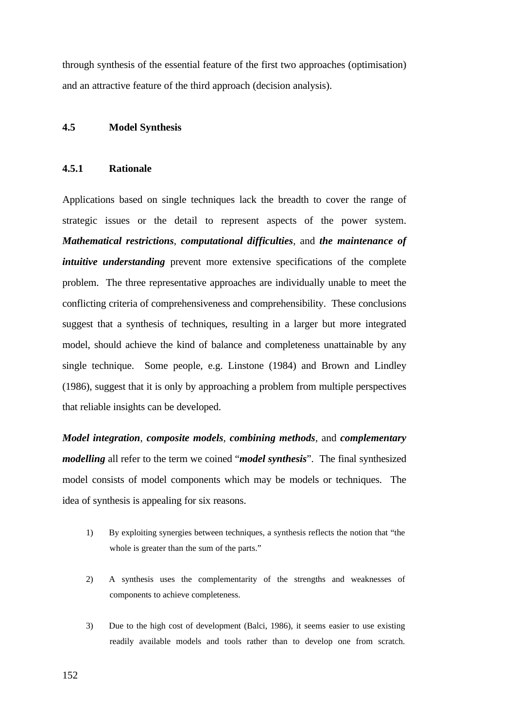through synthesis of the essential feature of the first two approaches (optimisation) and an attractive feature of the third approach (decision analysis).

## 4.5 Model Synthesis

### 4.5.1 Rationale

Applications based on single techniques lack the breadth to cover the range of strategic issues or the detail to represent aspects of the power system. ***Mathematical restrictions***, ***computational difficulties***, and ***the maintenance of intuitive understanding*** prevent more extensive specifications of the complete problem. The three representative approaches are individually unable to meet the conflicting criteria of comprehensiveness and comprehensibility. These conclusions suggest that a synthesis of techniques, resulting in a larger but more integrated model, should achieve the kind of balance and completeness unattainable by any single technique. Some people, e.g. Linstone (1984) and Brown and Lindley (1986), suggest that it is only by approaching a problem from multiple perspectives that reliable insights can be developed.

***Model integration***, ***composite models***, ***combining methods***, and ***complementary modelling*** all refer to the term we coined "***model synthesis***". The final synthesized model consists of model components which may be models or techniques. The idea of synthesis is appealing for six reasons.

1) By exploiting synergies between techniques, a synthesis reflects the notion that "the whole is greater than the sum of the parts."

2) A synthesis uses the complementarity of the strengths and weaknesses of components to achieve completeness.

3) Due to the high cost of development (Balci, 1986), it seems easier to use existing readily available models and tools rather than to develop one from scratch.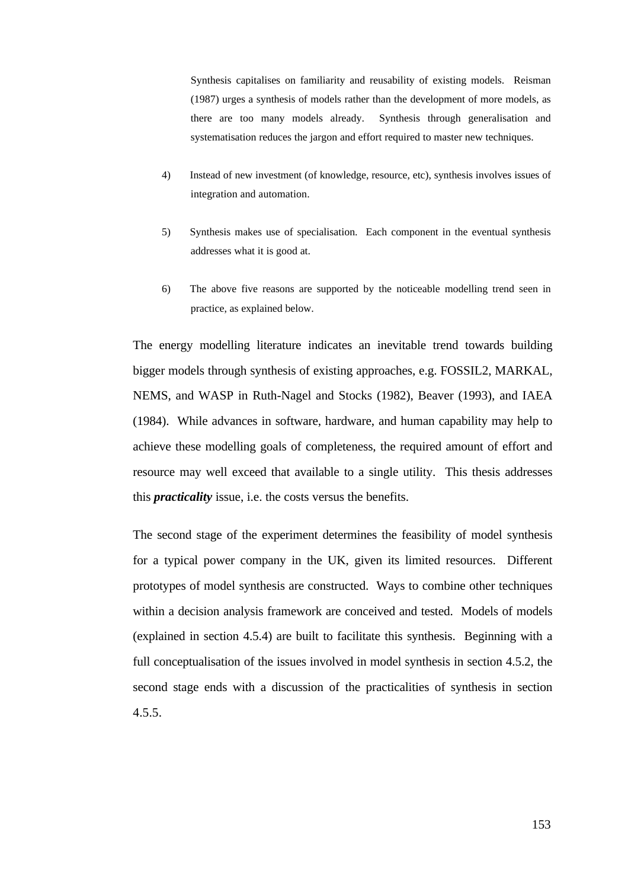Synthesis capitalises on familiarity and reusability of existing models. Reisman (1987) urges a synthesis of models rather than the development of more models, as there are too many models already. Synthesis through generalisation and systematisation reduces the jargon and effort required to master new techniques.

4) Instead of new investment (of knowledge, resource, etc), synthesis involves issues of integration and automation.

5) Synthesis makes use of specialisation. Each component in the eventual synthesis addresses what it is good at.

6) The above five reasons are supported by the noticeable modelling trend seen in practice, as explained below.

The energy modelling literature indicates an inevitable trend towards building bigger models through synthesis of existing approaches, e.g. FOSSIL2, MARKAL, NEMS, and WASP in Ruth-Nagel and Stocks (1982), Beaver (1993), and IAEA (1984). While advances in software, hardware, and human capability may help to achieve these modelling goals of completeness, the required amount of effort and resource may well exceed that available to a single utility. This thesis addresses this ***practicality*** issue, i.e. the costs versus the benefits.

The second stage of the experiment determines the feasibility of model synthesis for a typical power company in the UK, given its limited resources. Different prototypes of model synthesis are constructed. Ways to combine other techniques within a decision analysis framework are conceived and tested. Models of models (explained in section 4.5.4) are built to facilitate this synthesis. Beginning with a full conceptualisation of the issues involved in model synthesis in section 4.5.2, the second stage ends with a discussion of the practicalities of synthesis in section 4.5.5.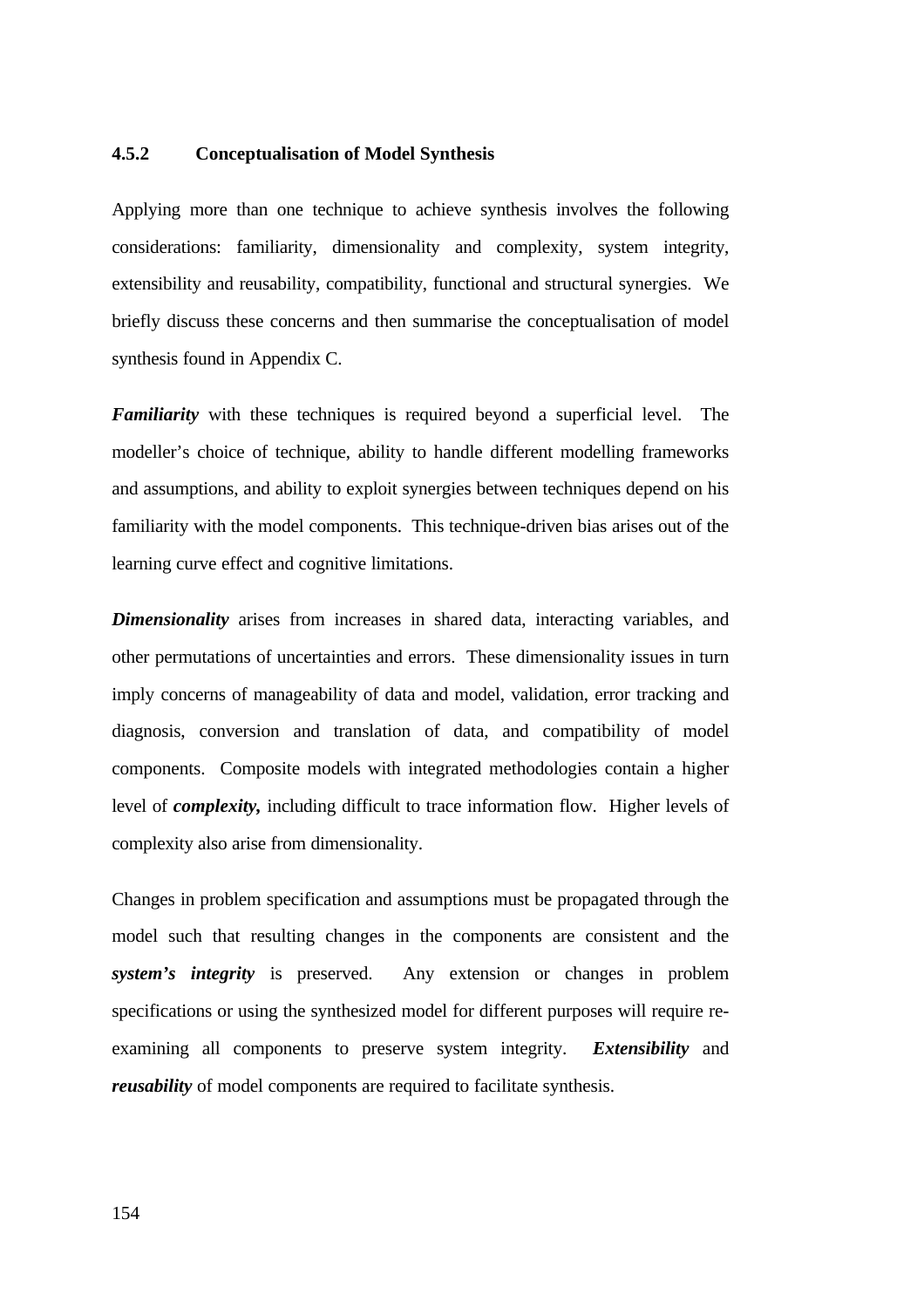### 4.5.2 Conceptualisation of Model Synthesis

Applying more than one technique to achieve synthesis involves the following considerations: familiarity, dimensionality and complexity, system integrity, extensibility and reusability, compatibility, functional and structural synergies. We briefly discuss these concerns and then summarise the conceptualisation of model synthesis found in Appendix C.

***Familiarity*** with these techniques is required beyond a superficial level. The modeller's choice of technique, ability to handle different modelling frameworks and assumptions, and ability to exploit synergies between techniques depend on his familiarity with the model components. This technique-driven bias arises out of the learning curve effect and cognitive limitations.

***Dimensionality*** arises from increases in shared data, interacting variables, and other permutations of uncertainties and errors. These dimensionality issues in turn imply concerns of manageability of data and model, validation, error tracking and diagnosis, conversion and translation of data, and compatibility of model components. Composite models with integrated methodologies contain a higher level of ***complexity,*** including difficult to trace information flow. Higher levels of complexity also arise from dimensionality.

Changes in problem specification and assumptions must be propagated through the model such that resulting changes in the components are consistent and the ***system's integrity*** is preserved. Any extension or changes in problem specifications or using the synthesized model for different purposes will require re-examining all components to preserve system integrity. ***Extensibility*** and ***reusability*** of model components are required to facilitate synthesis.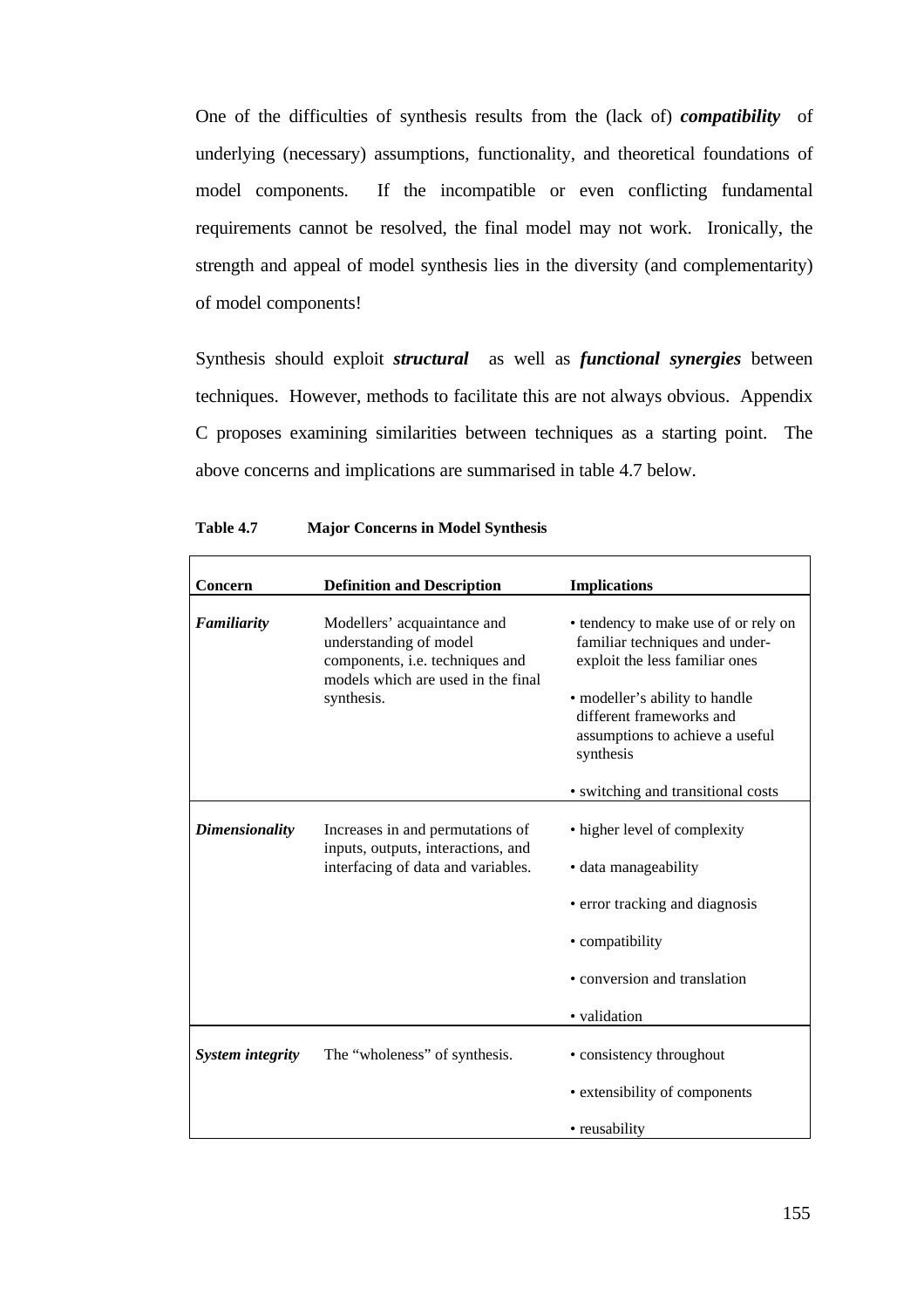One of the difficulties of synthesis results from the (lack of) ***compatibility*** of underlying (necessary) assumptions, functionality, and theoretical foundations of model components. If the incompatible or even conflicting fundamental requirements cannot be resolved, the final model may not work. Ironically, the strength and appeal of model synthesis lies in the diversity (and complementarity) of model components!

Synthesis should exploit ***structural*** as well as ***functional synergies*** between techniques. However, methods to facilitate this are not always obvious. Appendix C proposes examining similarities between techniques as a starting point. The above concerns and implications are summarised in table 4.7 below.

**Table 4.7 Major Concerns in Model Synthesis**

| Concern | Definition and Description | Implications |
|---|---|---|
| ***Familiarity*** | Modellers' acquaintance and understanding of model components, i.e. techniques and models which are used in the final synthesis. | • tendency to make use of or rely on familiar techniques and under-exploit the less familiar ones<br>• modeller's ability to handle different frameworks and assumptions to achieve a useful synthesis<br>• switching and transitional costs |
| ***Dimensionality*** | Increases in and permutations of inputs, outputs, interactions, and interfacing of data and variables. | • higher level of complexity<br>• data manageability<br>• error tracking and diagnosis<br>• compatibility<br>• conversion and translation<br>• validation |
| ***System integrity*** | The "wholeness" of synthesis. | • consistency throughout<br>• extensibility of components<br>• reusability |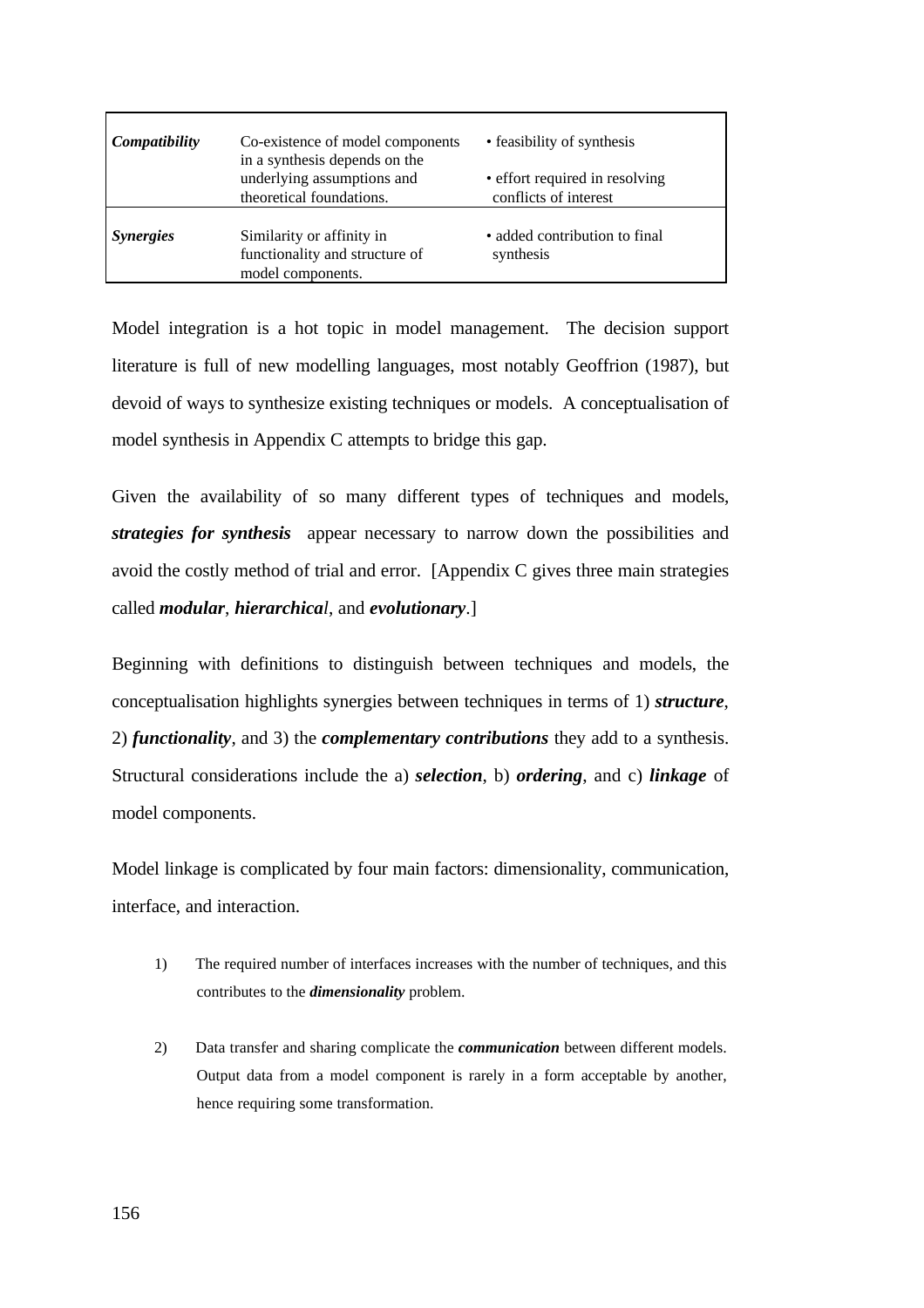| | | |
|---|---|---|
| ***Compatibility*** | Co-existence of model components in a synthesis depends on the underlying assumptions and theoretical foundations. | • feasibility of synthesis<br>• effort required in resolving conflicts of interest |
| ***Synergies*** | Similarity or affinity in functionality and structure of model components. | • added contribution to final synthesis |

Model integration is a hot topic in model management. The decision support literature is full of new modelling languages, most notably Geoffrion (1987), but devoid of ways to synthesize existing techniques or models. A conceptualisation of model synthesis in Appendix C attempts to bridge this gap.

Given the availability of so many different types of techniques and models, ***strategies for synthesis*** appear necessary to narrow down the possibilities and avoid the costly method of trial and error. [Appendix C gives three main strategies called ***modular***, ***hierarchica****l*, and ***evolutionary***.]

Beginning with definitions to distinguish between techniques and models, the conceptualisation highlights synergies between techniques in terms of 1) ***structure***, 2) ***functionality***, and 3) the ***complementary contributions*** they add to a synthesis. Structural considerations include the a) ***selection***, b) ***ordering***, and c) ***linkage*** of model components.

Model linkage is complicated by four main factors: dimensionality, communication, interface, and interaction.

1) The required number of interfaces increases with the number of techniques, and this contributes to the ***dimensionality*** problem.

2) Data transfer and sharing complicate the ***communication*** between different models. Output data from a model component is rarely in a form acceptable by another, hence requiring some transformation.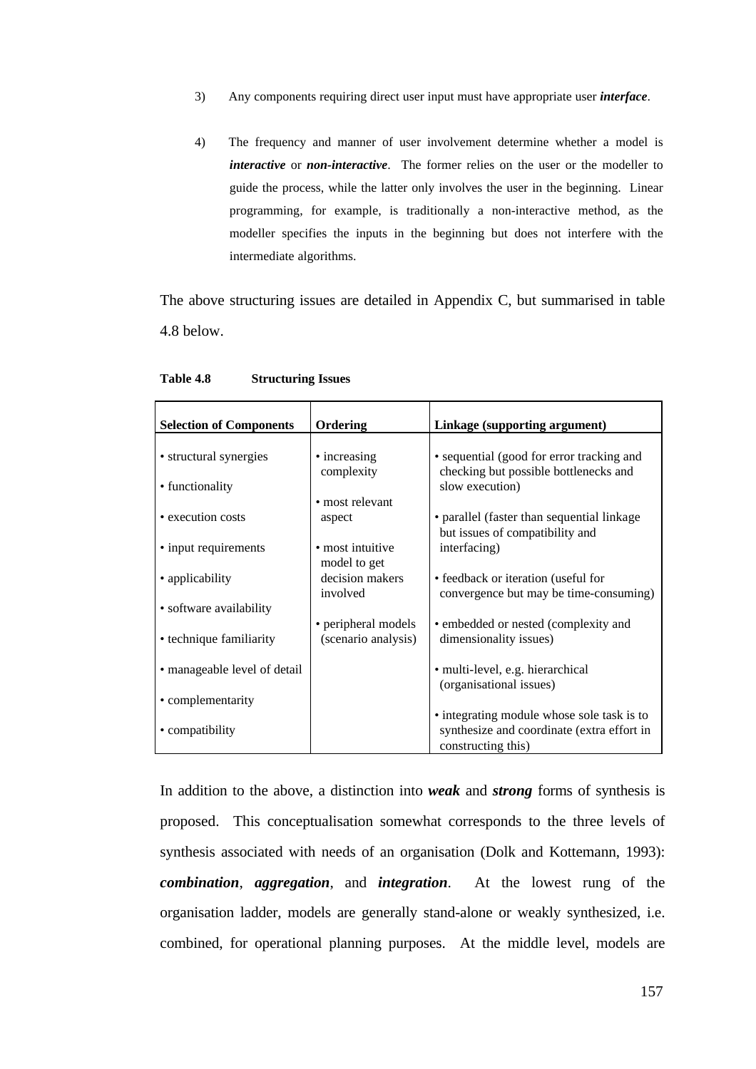3) Any components requiring direct user input must have appropriate user ***interface***.

4) The frequency and manner of user involvement determine whether a model is ***interactive*** or ***non-interactive***. The former relies on the user or the modeller to guide the process, while the latter only involves the user in the beginning. Linear programming, for example, is traditionally a non-interactive method, as the modeller specifies the inputs in the beginning but does not interfere with the intermediate algorithms.

The above structuring issues are detailed in Appendix C, but summarised in table 4.8 below.

**Table 4.8 Structuring Issues**

| **Selection of Components** | **Ordering** | **Linkage (supporting argument)** |
|---|---|---|
| • structural synergies<br>• functionality<br>• execution costs<br>• input requirements<br>• applicability<br>• software availability<br>• technique familiarity<br>• manageable level of detail<br>• complementarity<br>• compatibility | • increasing complexity<br>• most relevant aspect<br>• most intuitive model to get decision makers involved<br>• peripheral models (scenario analysis) | • sequential (good for error tracking and checking but possible bottlenecks and slow execution)<br>• parallel (faster than sequential linkage but issues of compatibility and interfacing)<br>• feedback or iteration (useful for convergence but may be time-consuming)<br>• embedded or nested (complexity and dimensionality issues)<br>• multi-level, e.g. hierarchical (organisational issues)<br>• integrating module whose sole task is to synthesize and coordinate (extra effort in constructing this) |

In addition to the above, a distinction into ***weak*** and ***strong*** forms of synthesis is proposed. This conceptualisation somewhat corresponds to the three levels of synthesis associated with needs of an organisation (Dolk and Kottemann, 1993): ***combination***, ***aggregation***, and ***integration***. At the lowest rung of the organisation ladder, models are generally stand-alone or weakly synthesized, i.e. combined, for operational planning purposes. At the middle level, models are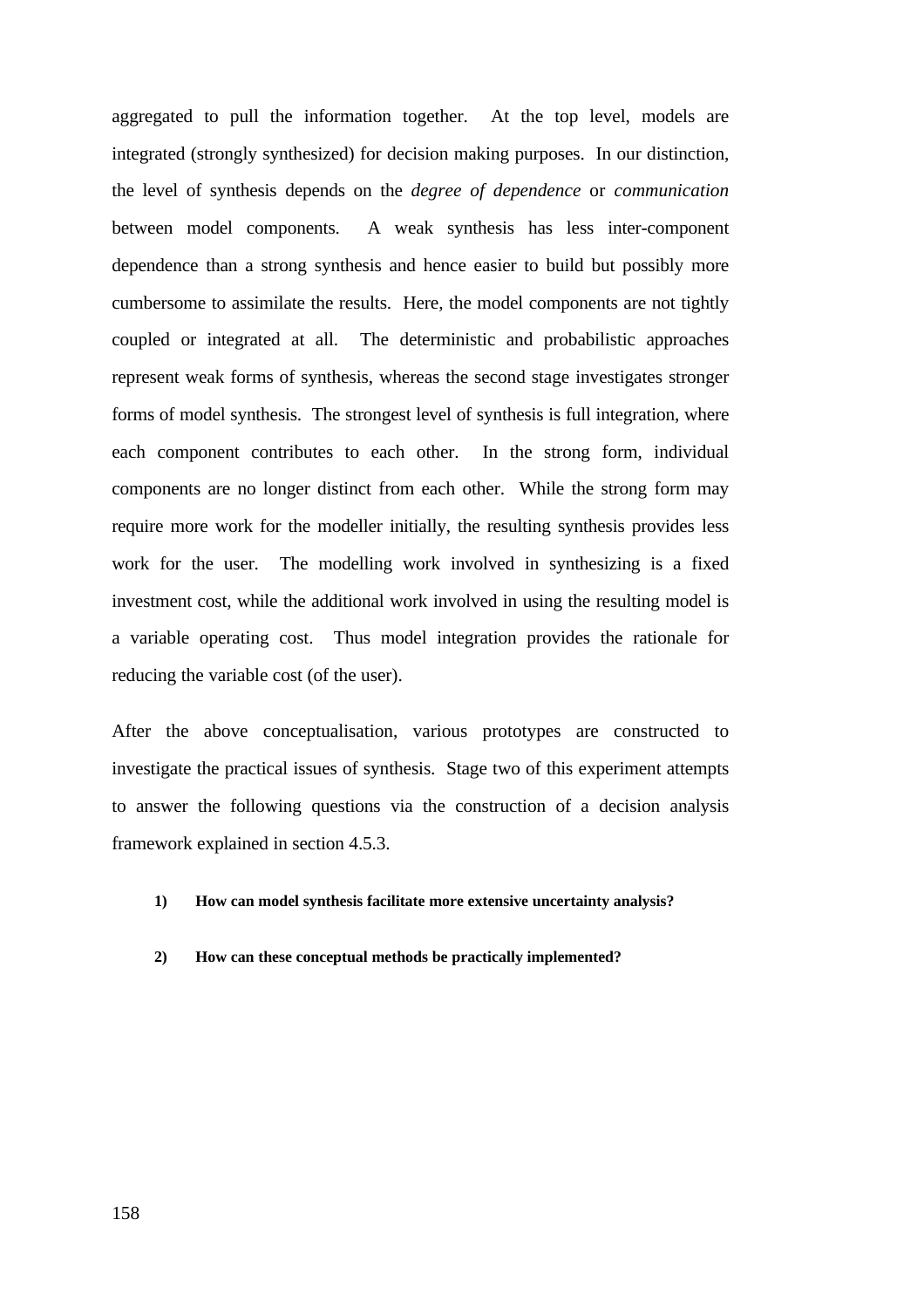aggregated to pull the information together. At the top level, models are integrated (strongly synthesized) for decision making purposes. In our distinction, the level of synthesis depends on the *degree of dependence* or *communication* between model components. A weak synthesis has less inter-component dependence than a strong synthesis and hence easier to build but possibly more cumbersome to assimilate the results. Here, the model components are not tightly coupled or integrated at all. The deterministic and probabilistic approaches represent weak forms of synthesis, whereas the second stage investigates stronger forms of model synthesis. The strongest level of synthesis is full integration, where each component contributes to each other. In the strong form, individual components are no longer distinct from each other. While the strong form may require more work for the modeller initially, the resulting synthesis provides less work for the user. The modelling work involved in synthesizing is a fixed investment cost, while the additional work involved in using the resulting model is a variable operating cost. Thus model integration provides the rationale for reducing the variable cost (of the user).

After the above conceptualisation, various prototypes are constructed to investigate the practical issues of synthesis. Stage two of this experiment attempts to answer the following questions via the construction of a decision analysis framework explained in section 4.5.3.

1) **How can model synthesis facilitate more extensive uncertainty analysis?**

2) **How can these conceptual methods be practically implemented?**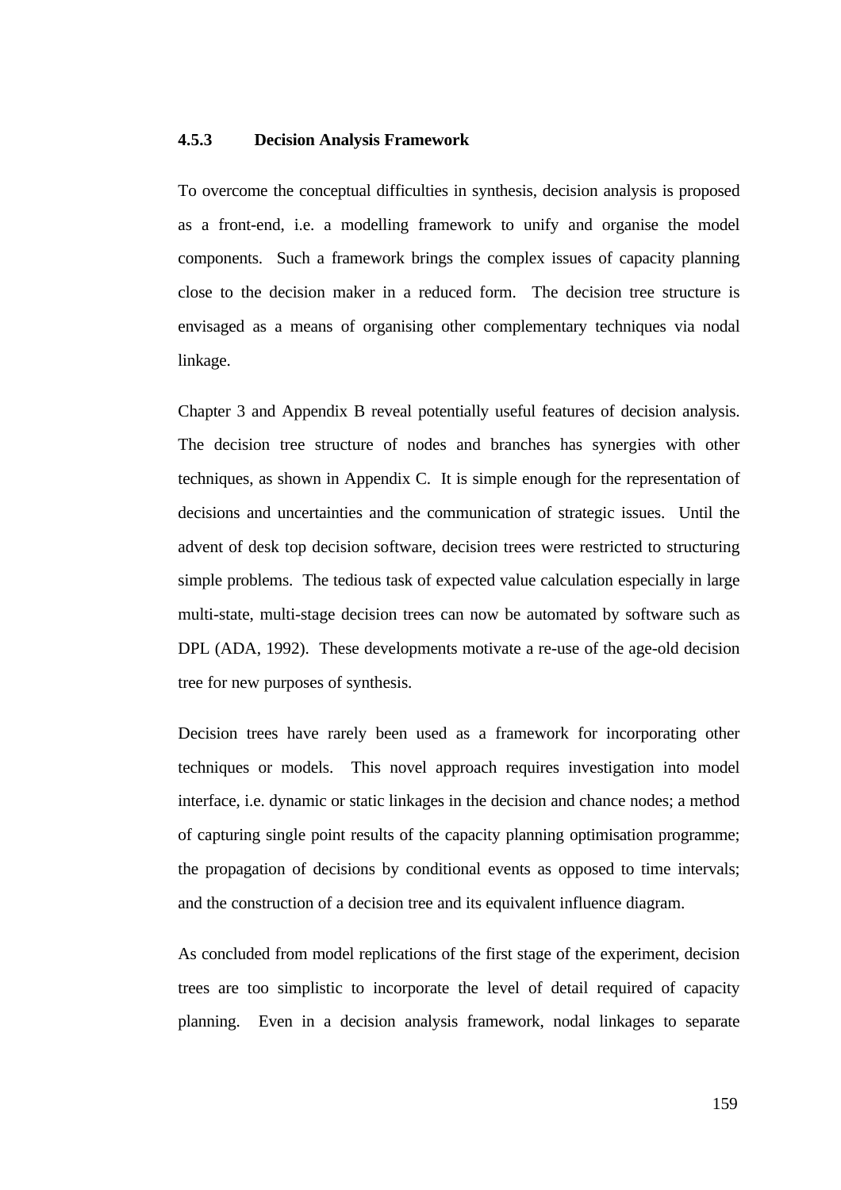### 4.5.3 Decision Analysis Framework

To overcome the conceptual difficulties in synthesis, decision analysis is proposed as a front-end, i.e. a modelling framework to unify and organise the model components. Such a framework brings the complex issues of capacity planning close to the decision maker in a reduced form. The decision tree structure is envisaged as a means of organising other complementary techniques via nodal linkage.

Chapter 3 and Appendix B reveal potentially useful features of decision analysis. The decision tree structure of nodes and branches has synergies with other techniques, as shown in Appendix C. It is simple enough for the representation of decisions and uncertainties and the communication of strategic issues. Until the advent of desk top decision software, decision trees were restricted to structuring simple problems. The tedious task of expected value calculation especially in large multi-state, multi-stage decision trees can now be automated by software such as DPL (ADA, 1992). These developments motivate a re-use of the age-old decision tree for new purposes of synthesis.

Decision trees have rarely been used as a framework for incorporating other techniques or models. This novel approach requires investigation into model interface, i.e. dynamic or static linkages in the decision and chance nodes; a method of capturing single point results of the capacity planning optimisation programme; the propagation of decisions by conditional events as opposed to time intervals; and the construction of a decision tree and its equivalent influence diagram.

As concluded from model replications of the first stage of the experiment, decision trees are too simplistic to incorporate the level of detail required of capacity planning. Even in a decision analysis framework, nodal linkages to separate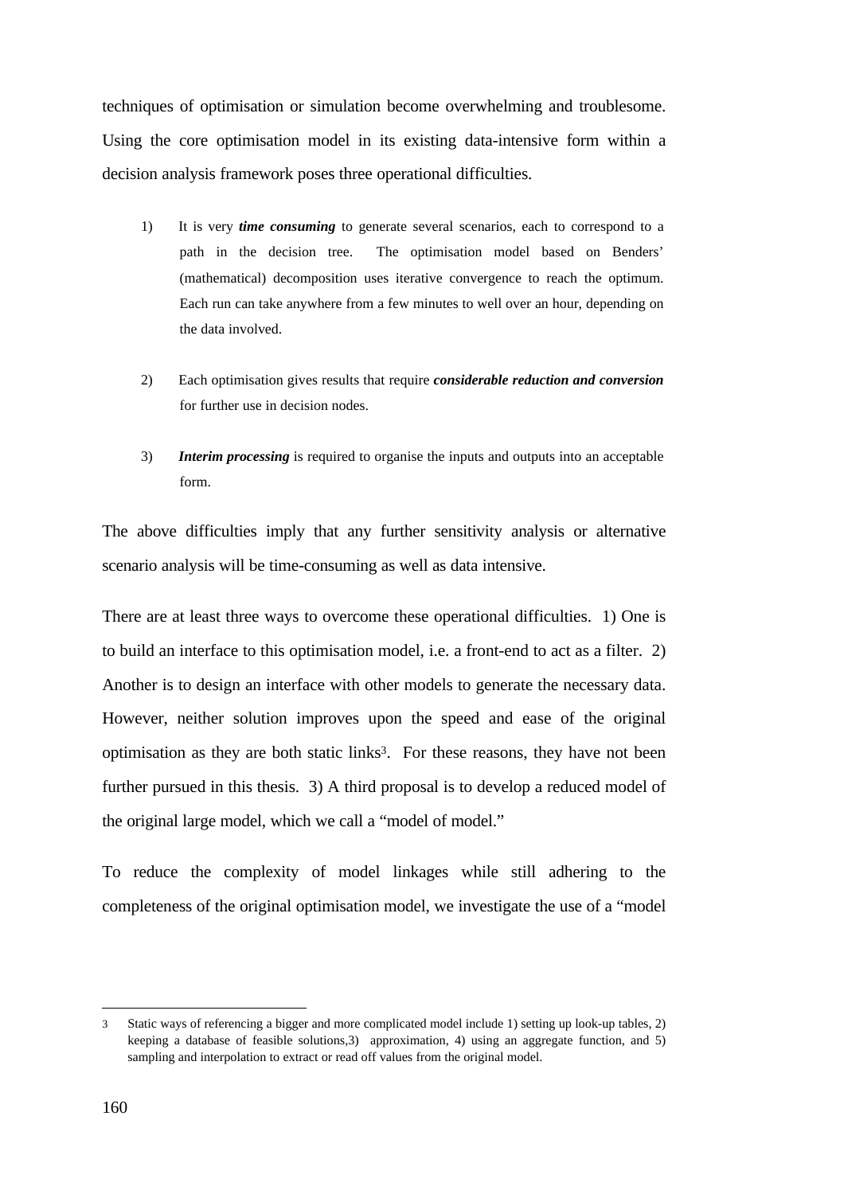techniques of optimisation or simulation become overwhelming and troublesome. Using the core optimisation model in its existing data-intensive form within a decision analysis framework poses three operational difficulties.

1) It is very ***time consuming*** to generate several scenarios, each to correspond to a path in the decision tree. The optimisation model based on Benders' (mathematical) decomposition uses iterative convergence to reach the optimum. Each run can take anywhere from a few minutes to well over an hour, depending on the data involved.

2) Each optimisation gives results that require ***considerable reduction and conversion*** for further use in decision nodes.

3) ***Interim processing*** is required to organise the inputs and outputs into an acceptable form.

The above difficulties imply that any further sensitivity analysis or alternative scenario analysis will be time-consuming as well as data intensive.

There are at least three ways to overcome these operational difficulties. 1) One is to build an interface to this optimisation model, i.e. a front-end to act as a filter. 2) Another is to design an interface with other models to generate the necessary data. However, neither solution improves upon the speed and ease of the original optimisation as they are both static links[3]. For these reasons, they have not been further pursued in this thesis. 3) A third proposal is to develop a reduced model of the original large model, which we call a "model of model."

To reduce the complexity of model linkages while still adhering to the completeness of the original optimisation model, we investigate the use of a "model

---

3 Static ways of referencing a bigger and more complicated model include 1) setting up look-up tables, 2) keeping a database of feasible solutions,3) approximation, 4) using an aggregate function, and 5) sampling and interpolation to extract or read off values from the original model.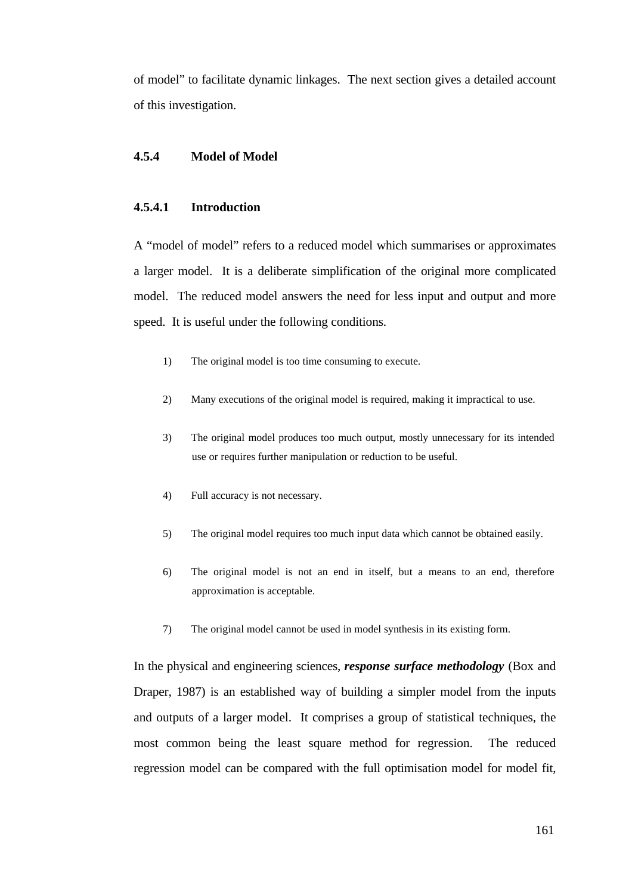of model" to facilitate dynamic linkages. The next section gives a detailed account of this investigation.

### 4.5.4 Model of Model

#### 4.5.4.1 Introduction

A "model of model" refers to a reduced model which summarises or approximates a larger model. It is a deliberate simplification of the original more complicated model. The reduced model answers the need for less input and output and more speed. It is useful under the following conditions.

1) The original model is too time consuming to execute.

2) Many executions of the original model is required, making it impractical to use.

3) The original model produces too much output, mostly unnecessary for its intended use or requires further manipulation or reduction to be useful.

4) Full accuracy is not necessary.

5) The original model requires too much input data which cannot be obtained easily.

6) The original model is not an end in itself, but a means to an end, therefore approximation is acceptable.

7) The original model cannot be used in model synthesis in its existing form.

In the physical and engineering sciences, ***response surface methodology*** (Box and Draper, 1987) is an established way of building a simpler model from the inputs and outputs of a larger model. It comprises a group of statistical techniques, the most common being the least square method for regression. The reduced regression model can be compared with the full optimisation model for model fit,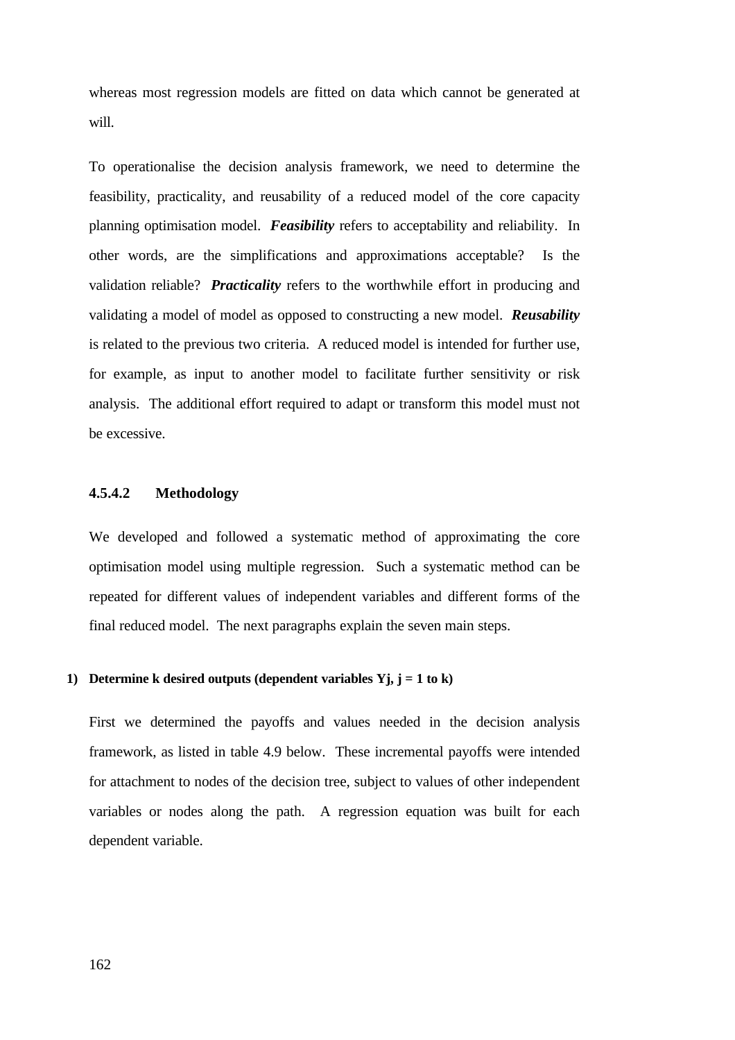whereas most regression models are fitted on data which cannot be generated at will.

To operationalise the decision analysis framework, we need to determine the feasibility, practicality, and reusability of a reduced model of the core capacity planning optimisation model. ***Feasibility*** refers to acceptability and reliability. In other words, are the simplifications and approximations acceptable? Is the validation reliable? ***Practicality*** refers to the worthwhile effort in producing and validating a model of model as opposed to constructing a new model. ***Reusability*** is related to the previous two criteria. A reduced model is intended for further use, for example, as input to another model to facilitate further sensitivity or risk analysis. The additional effort required to adapt or transform this model must not be excessive.

#### 4.5.4.2 Methodology

We developed and followed a systematic method of approximating the core optimisation model using multiple regression. Such a systematic method can be repeated for different values of independent variables and different forms of the final reduced model. The next paragraphs explain the seven main steps.

**1) Determine k desired outputs (dependent variables $Y_j$, $j = 1$ to $k$)**

First we determined the payoffs and values needed in the decision analysis framework, as listed in table 4.9 below. These incremental payoffs were intended for attachment to nodes of the decision tree, subject to values of other independent variables or nodes along the path. A regression equation was built for each dependent variable.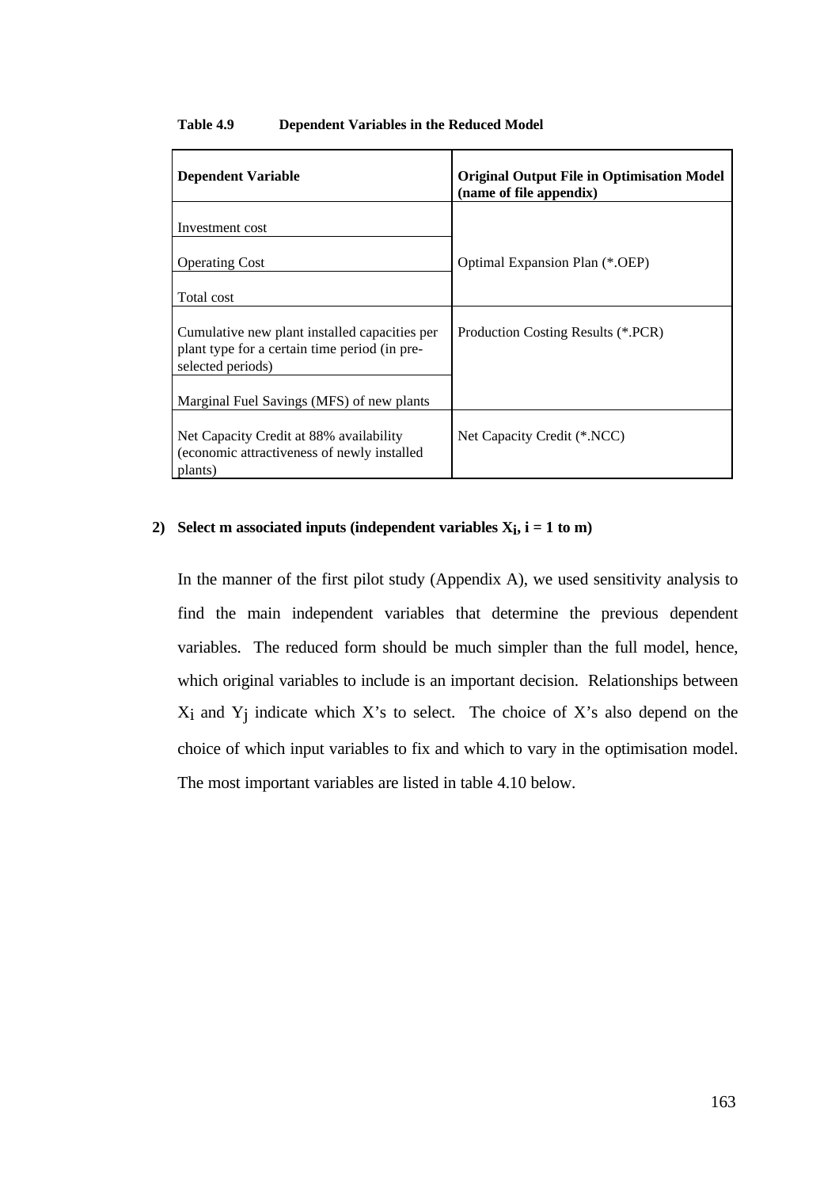**Table 4.9 Dependent Variables in the Reduced Model**

| Dependent Variable | Original Output File in Optimisation Model (name of file appendix) |
|---|---|
| Investment cost | Optimal Expansion Plan (*.OEP) |
| Operating Cost | |
| Total cost | |
| Cumulative new plant installed capacities per plant type for a certain time period (in pre-selected periods) | Production Costing Results (*.PCR) |
| Marginal Fuel Savings (MFS) of new plants | |
| Net Capacity Credit at 88% availability (economic attractiveness of newly installed plants) | Net Capacity Credit (*.NCC) |

**2) Select m associated inputs (independent variables $X_i$, i = 1 to m)**

In the manner of the first pilot study (Appendix A), we used sensitivity analysis to find the main independent variables that determine the previous dependent variables. The reduced form should be much simpler than the full model, hence, which original variables to include is an important decision. Relationships between $X_i$ and $Y_j$ indicate which X's to select. The choice of X's also depend on the choice of which input variables to fix and which to vary in the optimisation model. The most important variables are listed in table 4.10 below.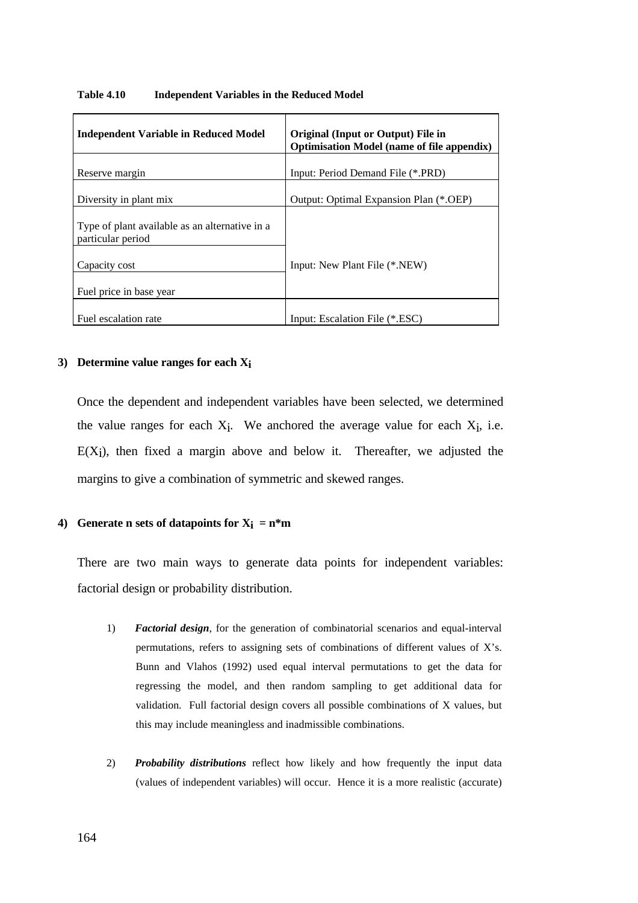**Table 4.10 Independent Variables in the Reduced Model**

| Independent Variable in Reduced Model | Original (Input or Output) File in Optimisation Model (name of file appendix) |
|---|---|
| Reserve margin | Input: Period Demand File (*.PRD) |
| Diversity in plant mix | Output: Optimal Expansion Plan (*.OEP) |
| Type of plant available as an alternative in a particular period | Input: New Plant File (*.NEW) |
| Capacity cost | |
| Fuel price in base year | |
| Fuel escalation rate | Input: Escalation File (*.ESC) |

**3) Determine value ranges for each $X_i$**

Once the dependent and independent variables have been selected, we determined the value ranges for each $X_i$. We anchored the average value for each $X_i$, i.e. $E(X_i)$, then fixed a margin above and below it. Thereafter, we adjusted the margins to give a combination of symmetric and skewed ranges.

**4) Generate n sets of datapoints for $X_i = n*m$**

There are two main ways to generate data points for independent variables: factorial design or probability distribution.

1) ***Factorial design***, for the generation of combinatorial scenarios and equal-interval permutations, refers to assigning sets of combinations of different values of X's. Bunn and Vlahos (1992) used equal interval permutations to get the data for regressing the model, and then random sampling to get additional data for validation. Full factorial design covers all possible combinations of X values, but this may include meaningless and inadmissible combinations.

2) ***Probability distributions*** reflect how likely and how frequently the input data (values of independent variables) will occur. Hence it is a more realistic (accurate)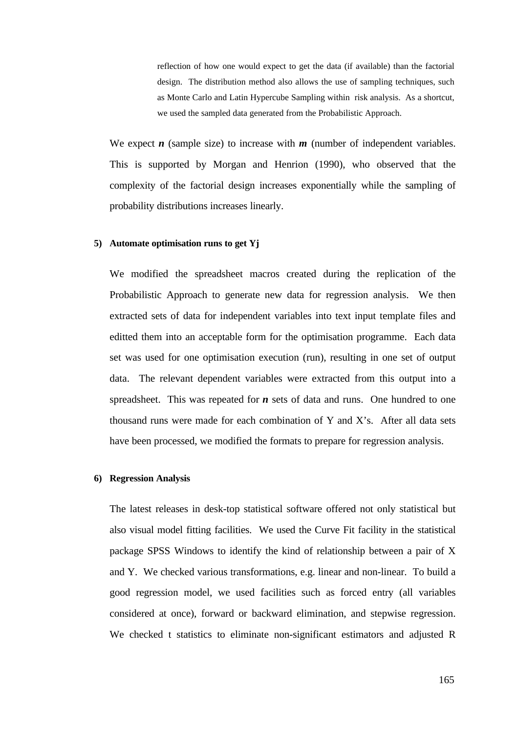reflection of how one would expect to get the data (if available) than the factorial design. The distribution method also allows the use of sampling techniques, such as Monte Carlo and Latin Hypercube Sampling within risk analysis. As a shortcut, we used the sampled data generated from the Probabilistic Approach.

We expect ***n*** (sample size) to increase with ***m*** (number of independent variables. This is supported by Morgan and Henrion (1990), who observed that the complexity of the factorial design increases exponentially while the sampling of probability distributions increases linearly.

**5) Automate optimisation runs to get Yj**

We modified the spreadsheet macros created during the replication of the Probabilistic Approach to generate new data for regression analysis. We then extracted sets of data for independent variables into text input template files and editted them into an acceptable form for the optimisation programme. Each data set was used for one optimisation execution (run), resulting in one set of output data. The relevant dependent variables were extracted from this output into a spreadsheet. This was repeated for ***n*** sets of data and runs. One hundred to one thousand runs were made for each combination of Y and X's. After all data sets have been processed, we modified the formats to prepare for regression analysis.

**6) Regression Analysis**

The latest releases in desk-top statistical software offered not only statistical but also visual model fitting facilities. We used the Curve Fit facility in the statistical package SPSS Windows to identify the kind of relationship between a pair of X and Y. We checked various transformations, e.g. linear and non-linear. To build a good regression model, we used facilities such as forced entry (all variables considered at once), forward or backward elimination, and stepwise regression. We checked t statistics to eliminate non-significant estimators and adjusted R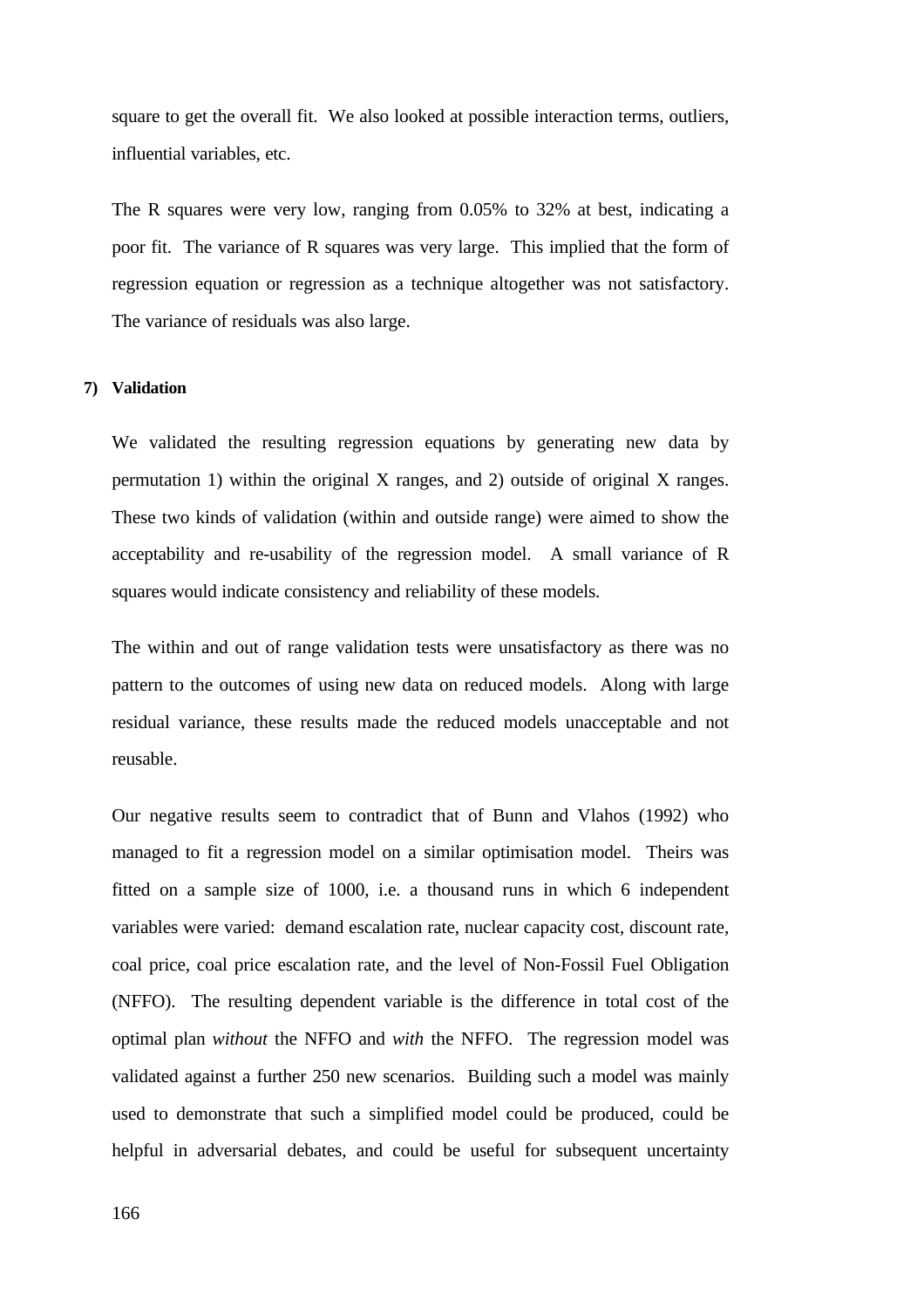square to get the overall fit. We also looked at possible interaction terms, outliers, influential variables, etc.

The R squares were very low, ranging from 0.05% to 32% at best, indicating a poor fit. The variance of R squares was very large. This implied that the form of regression equation or regression as a technique altogether was not satisfactory. The variance of residuals was also large.

**7) Validation**

We validated the resulting regression equations by generating new data by permutation 1) within the original X ranges, and 2) outside of original X ranges. These two kinds of validation (within and outside range) were aimed to show the acceptability and re-usability of the regression model. A small variance of R squares would indicate consistency and reliability of these models.

The within and out of range validation tests were unsatisfactory as there was no pattern to the outcomes of using new data on reduced models. Along with large residual variance, these results made the reduced models unacceptable and not reusable.

Our negative results seem to contradict that of Bunn and Vlahos (1992) who managed to fit a regression model on a similar optimisation model. Theirs was fitted on a sample size of 1000, i.e. a thousand runs in which 6 independent variables were varied: demand escalation rate, nuclear capacity cost, discount rate, coal price, coal price escalation rate, and the level of Non-Fossil Fuel Obligation (NFFO). The resulting dependent variable is the difference in total cost of the optimal plan *without* the NFFO and *with* the NFFO. The regression model was validated against a further 250 new scenarios. Building such a model was mainly used to demonstrate that such a simplified model could be produced, could be helpful in adversarial debates, and could be useful for subsequent uncertainty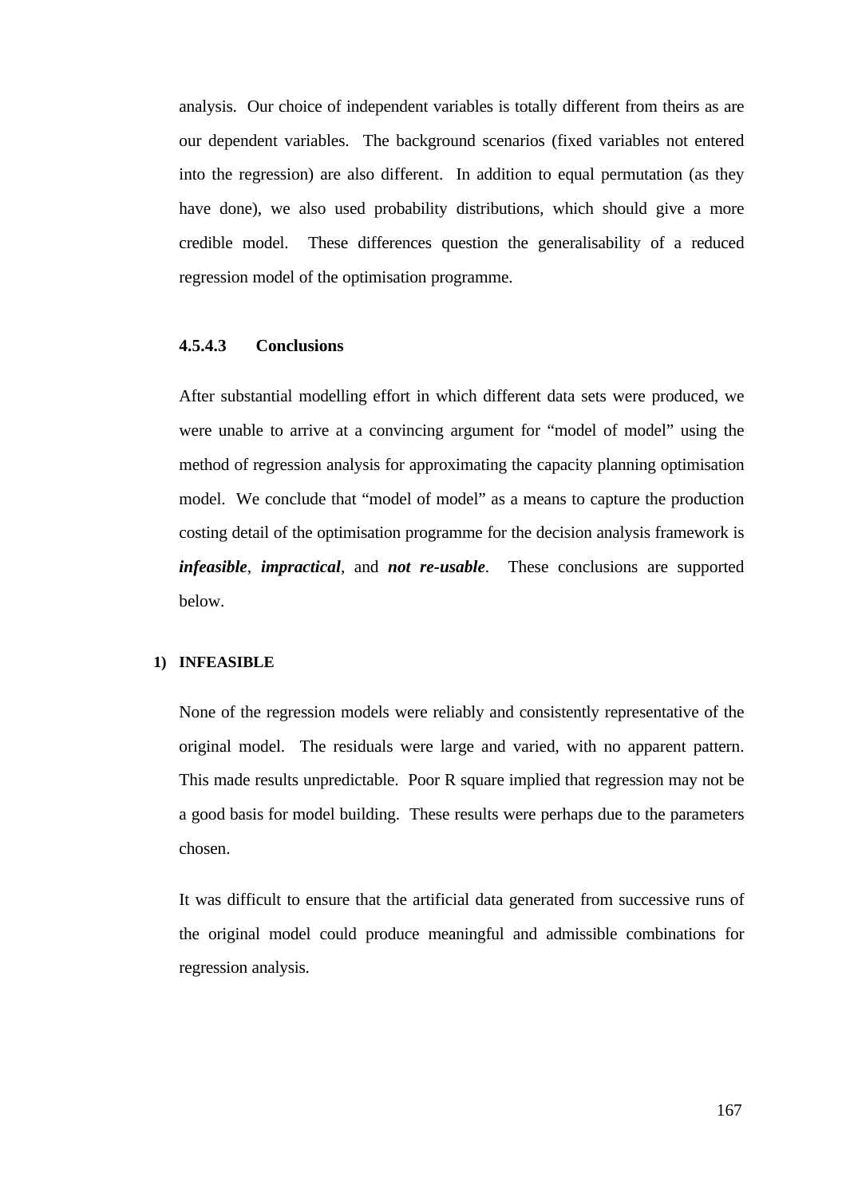analysis. Our choice of independent variables is totally different from theirs as are our dependent variables. The background scenarios (fixed variables not entered into the regression) are also different. In addition to equal permutation (as they have done), we also used probability distributions, which should give a more credible model. These differences question the generalisability of a reduced regression model of the optimisation programme.

#### 4.5.4.3 Conclusions

After substantial modelling effort in which different data sets were produced, we were unable to arrive at a convincing argument for "model of model" using the method of regression analysis for approximating the capacity planning optimisation model. We conclude that "model of model" as a means to capture the production costing detail of the optimisation programme for the decision analysis framework is ***infeasible***, ***impractical***, and ***not re-usable***. These conclusions are supported below.

**1) INFEASIBLE**

None of the regression models were reliably and consistently representative of the original model. The residuals were large and varied, with no apparent pattern. This made results unpredictable. Poor R square implied that regression may not be a good basis for model building. These results were perhaps due to the parameters chosen.

It was difficult to ensure that the artificial data generated from successive runs of the original model could produce meaningful and admissible combinations for regression analysis.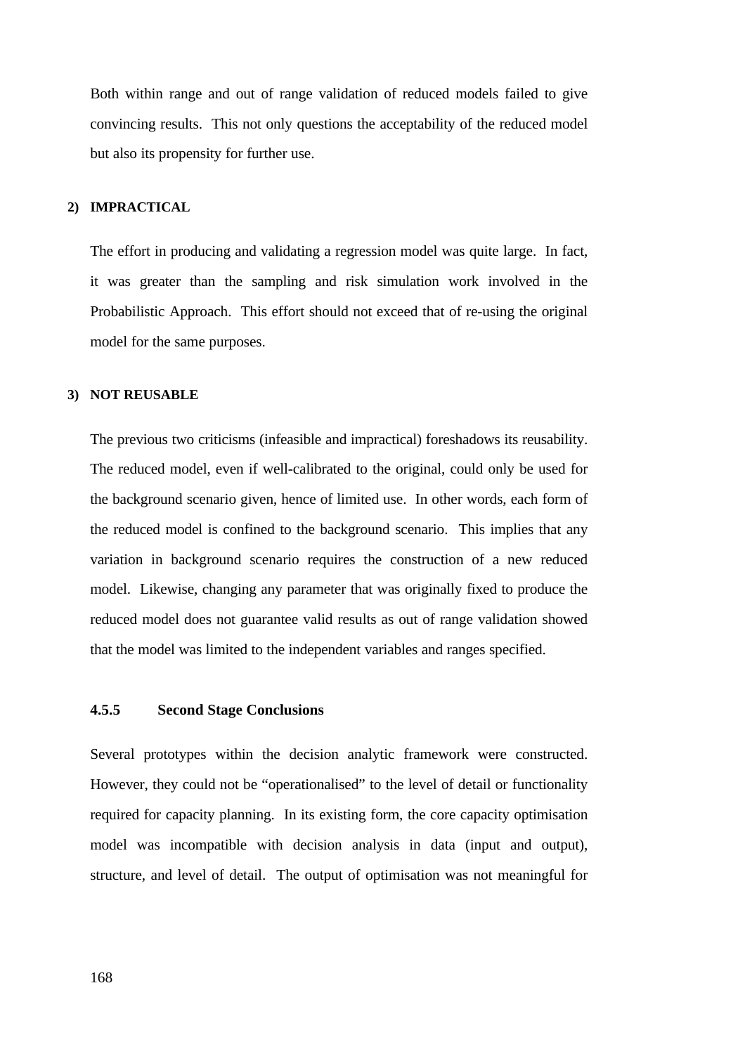Both within range and out of range validation of reduced models failed to give convincing results. This not only questions the acceptability of the reduced model but also its propensity for further use.

**2) IMPRACTICAL**

The effort in producing and validating a regression model was quite large. In fact, it was greater than the sampling and risk simulation work involved in the Probabilistic Approach. This effort should not exceed that of re-using the original model for the same purposes.

**3) NOT REUSABLE**

The previous two criticisms (infeasible and impractical) foreshadows its reusability. The reduced model, even if well-calibrated to the original, could only be used for the background scenario given, hence of limited use. In other words, each form of the reduced model is confined to the background scenario. This implies that any variation in background scenario requires the construction of a new reduced model. Likewise, changing any parameter that was originally fixed to produce the reduced model does not guarantee valid results as out of range validation showed that the model was limited to the independent variables and ranges specified.

### 4.5.5 Second Stage Conclusions

Several prototypes within the decision analytic framework were constructed. However, they could not be “operationalised” to the level of detail or functionality required for capacity planning. In its existing form, the core capacity optimisation model was incompatible with decision analysis in data (input and output), structure, and level of detail. The output of optimisation was not meaningful for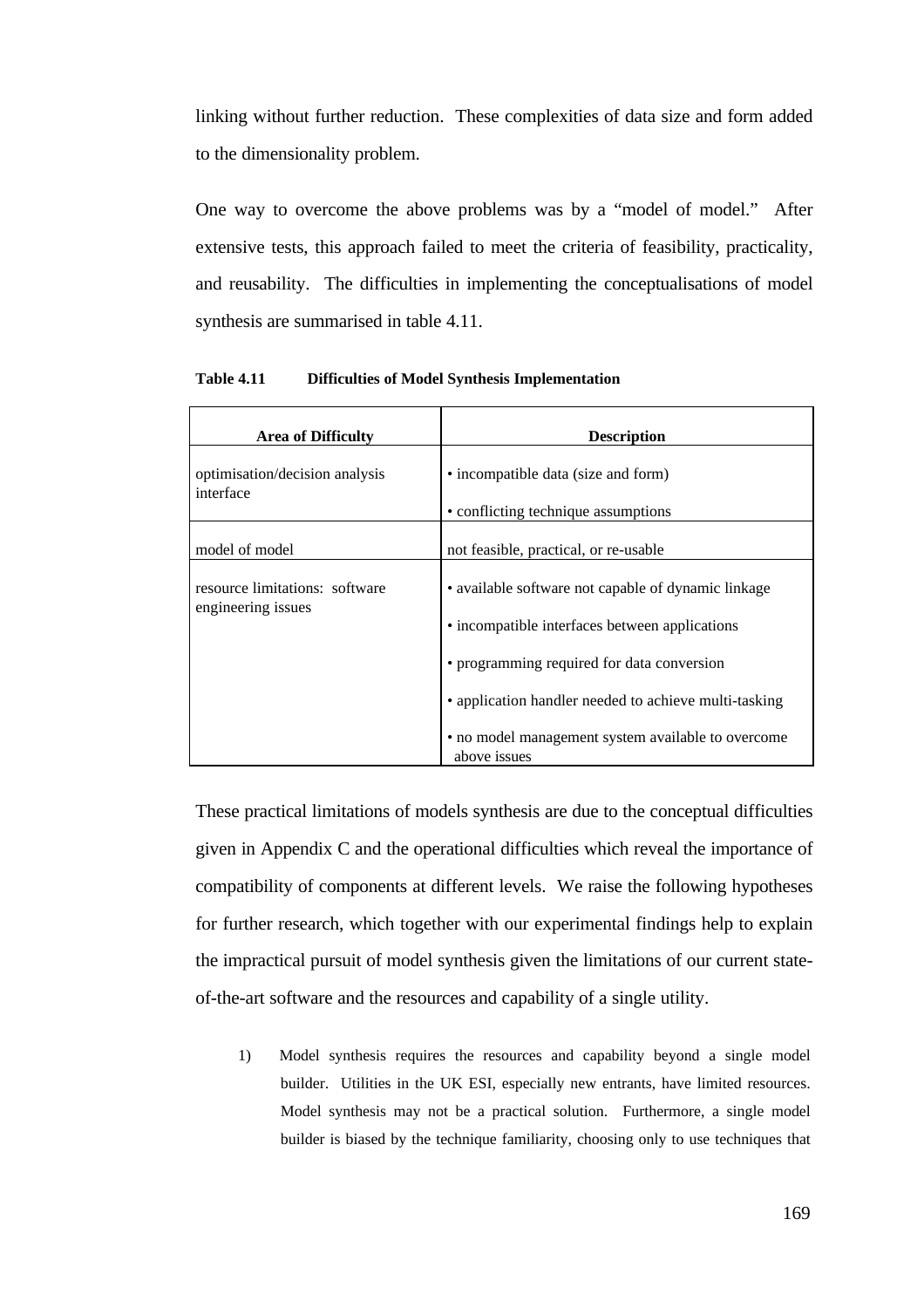linking without further reduction. These complexities of data size and form added to the dimensionality problem.

One way to overcome the above problems was by a "model of model." After extensive tests, this approach failed to meet the criteria of feasibility, practicality, and reusability. The difficulties in implementing the conceptualisations of model synthesis are summarised in table 4.11.

**Table 4.11 Difficulties of Model Synthesis Implementation**

| Area of Difficulty | Description |
|---|---|
| optimisation/decision analysis interface | • incompatible data (size and form)<br>• conflicting technique assumptions |
| model of model | not feasible, practical, or re-usable |
| resource limitations: software engineering issues | • available software not capable of dynamic linkage<br>• incompatible interfaces between applications<br>• programming required for data conversion<br>• application handler needed to achieve multi-tasking<br>• no model management system available to overcome above issues |

These practical limitations of models synthesis are due to the conceptual difficulties given in Appendix C and the operational difficulties which reveal the importance of compatibility of components at different levels. We raise the following hypotheses for further research, which together with our experimental findings help to explain the impractical pursuit of model synthesis given the limitations of our current state-of-the-art software and the resources and capability of a single utility.

1) Model synthesis requires the resources and capability beyond a single model builder. Utilities in the UK ESI, especially new entrants, have limited resources. Model synthesis may not be a practical solution. Furthermore, a single model builder is biased by the technique familiarity, choosing only to use techniques that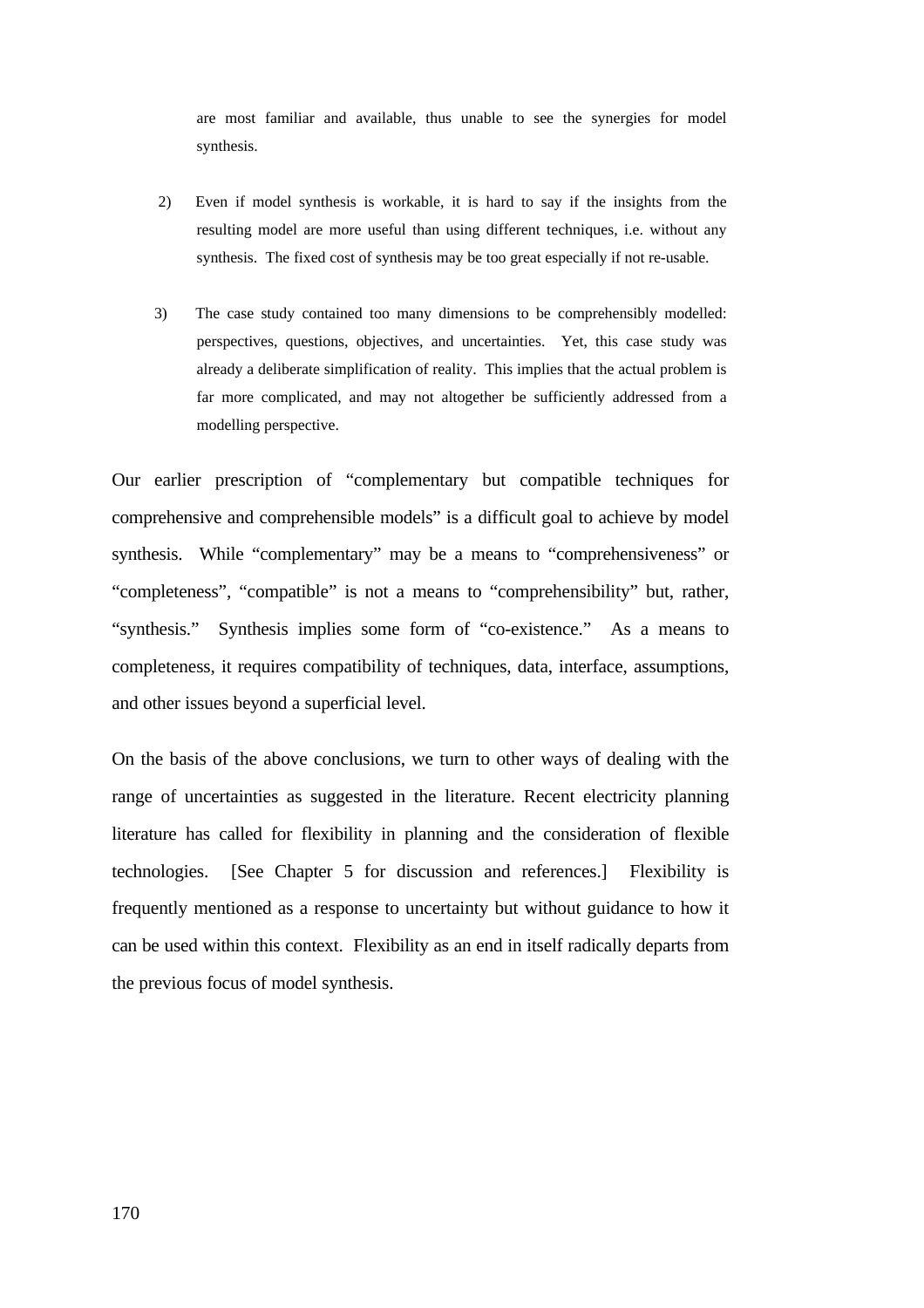are most familiar and available, thus unable to see the synergies for model synthesis.

2) Even if model synthesis is workable, it is hard to say if the insights from the resulting model are more useful than using different techniques, i.e. without any synthesis. The fixed cost of synthesis may be too great especially if not re-usable.

3) The case study contained too many dimensions to be comprehensibly modelled: perspectives, questions, objectives, and uncertainties. Yet, this case study was already a deliberate simplification of reality. This implies that the actual problem is far more complicated, and may not altogether be sufficiently addressed from a modelling perspective.

Our earlier prescription of "complementary but compatible techniques for comprehensive and comprehensible models" is a difficult goal to achieve by model synthesis. While "complementary" may be a means to "comprehensiveness" or "completeness", "compatible" is not a means to "comprehensibility" but, rather, "synthesis." Synthesis implies some form of "co-existence." As a means to completeness, it requires compatibility of techniques, data, interface, assumptions, and other issues beyond a superficial level.

On the basis of the above conclusions, we turn to other ways of dealing with the range of uncertainties as suggested in the literature. Recent electricity planning literature has called for flexibility in planning and the consideration of flexible technologies. [See Chapter 5 for discussion and references.] Flexibility is frequently mentioned as a response to uncertainty but without guidance to how it can be used within this context. Flexibility as an end in itself radically departs from the previous focus of model synthesis.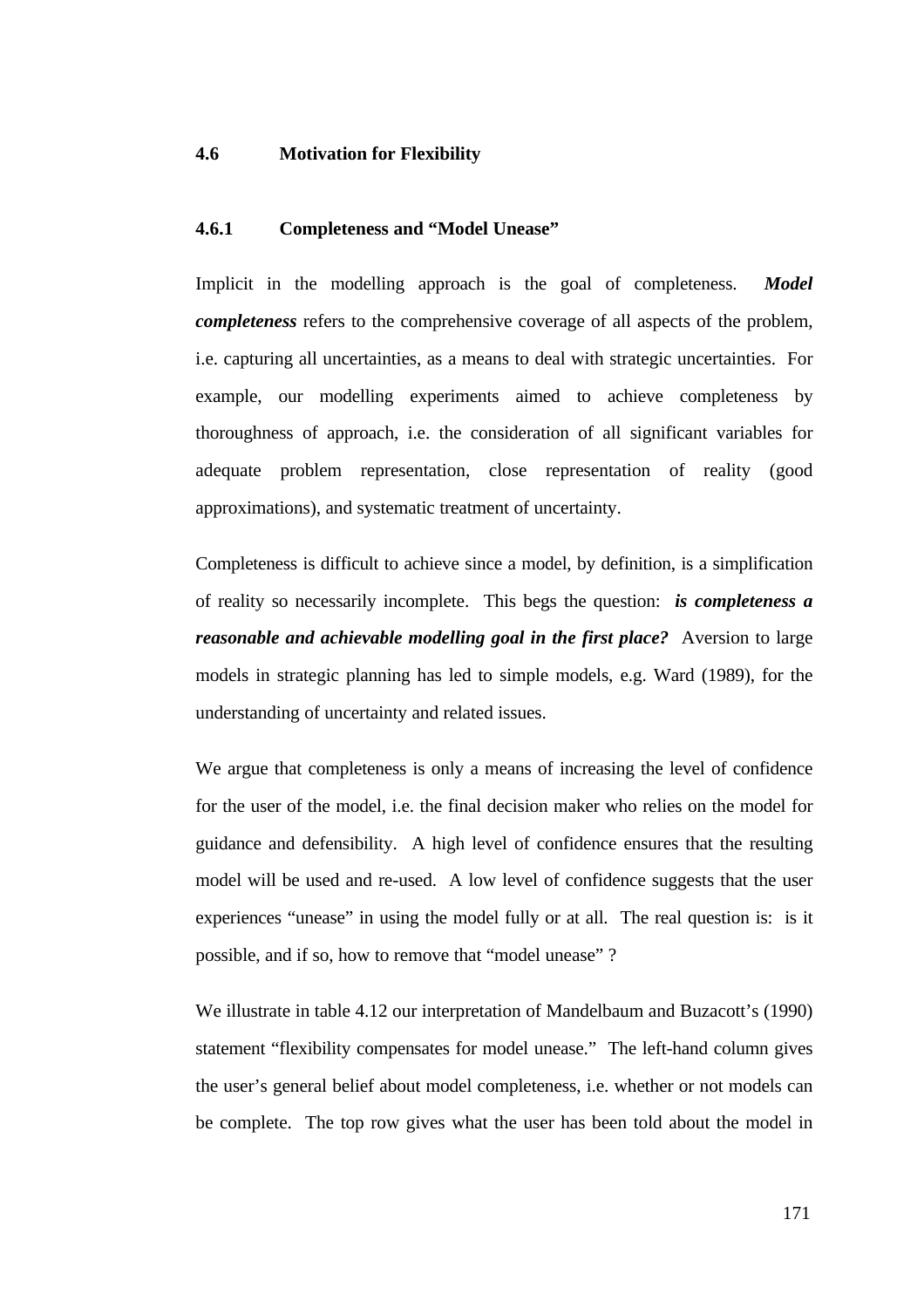### 4.6 Motivation for Flexibility

#### 4.6.1 Completeness and "Model Unease"

Implicit in the modelling approach is the goal of completeness. ***Model completeness*** refers to the comprehensive coverage of all aspects of the problem, i.e. capturing all uncertainties, as a means to deal with strategic uncertainties. For example, our modelling experiments aimed to achieve completeness by thoroughness of approach, i.e. the consideration of all significant variables for adequate problem representation, close representation of reality (good approximations), and systematic treatment of uncertainty.

Completeness is difficult to achieve since a model, by definition, is a simplification of reality so necessarily incomplete. This begs the question: ***is completeness a reasonable and achievable modelling goal in the first place?*** Aversion to large models in strategic planning has led to simple models, e.g. Ward (1989), for the understanding of uncertainty and related issues.

We argue that completeness is only a means of increasing the level of confidence for the user of the model, i.e. the final decision maker who relies on the model for guidance and defensibility. A high level of confidence ensures that the resulting model will be used and re-used. A low level of confidence suggests that the user experiences "unease" in using the model fully or at all. The real question is: is it possible, and if so, how to remove that "model unease" ?

We illustrate in table 4.12 our interpretation of Mandelbaum and Buzacott's (1990) statement "flexibility compensates for model unease." The left-hand column gives the user's general belief about model completeness, i.e. whether or not models can be complete. The top row gives what the user has been told about the model in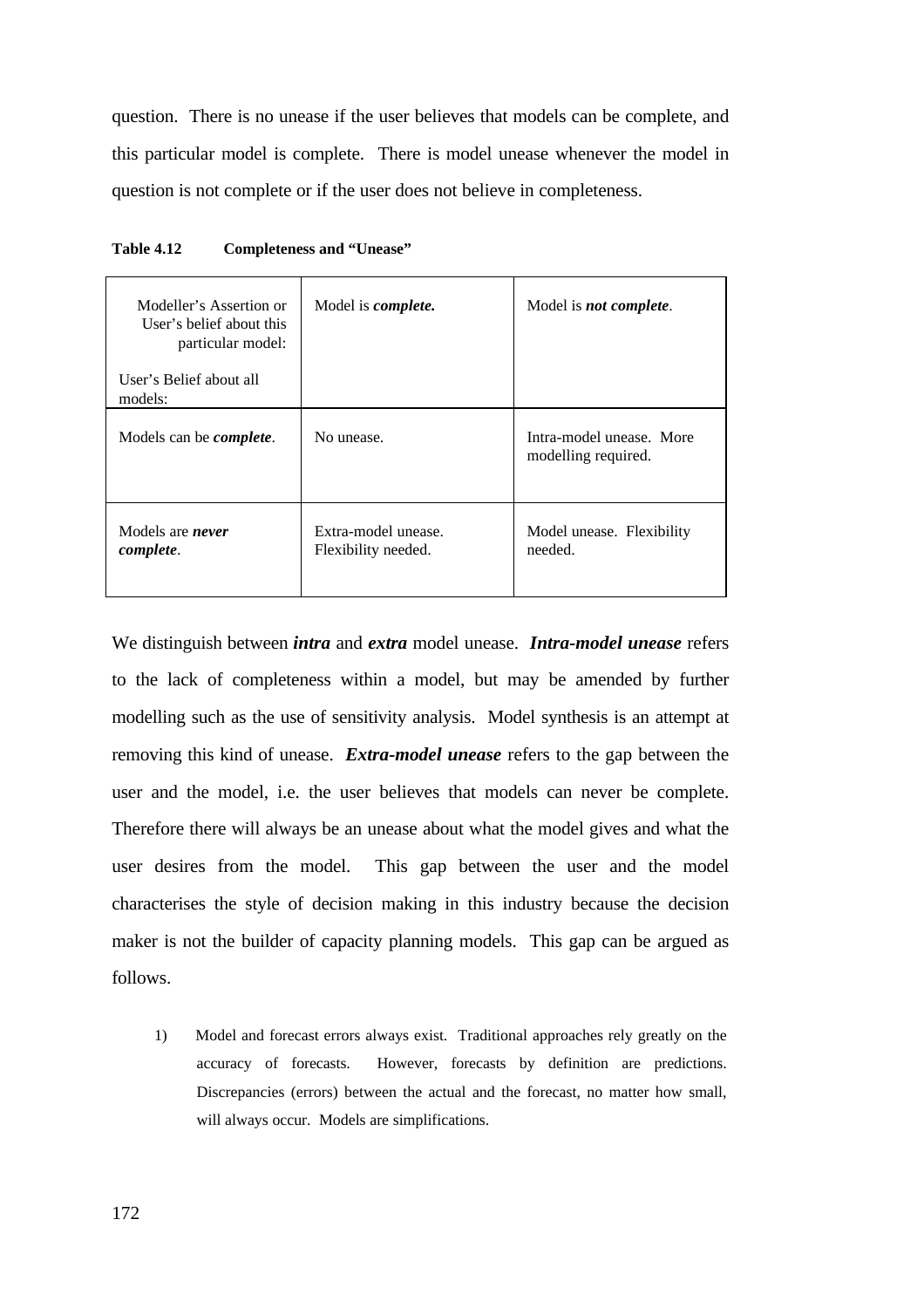question. There is no unease if the user believes that models can be complete, and this particular model is complete. There is model unease whenever the model in question is not complete or if the user does not believe in completeness.

**Table 4.12 Completeness and "Unease"**

| Modeller's Assertion or User's belief about this particular model: <br><br> User's Belief about all models: | Model is ***complete.*** | Model is ***not complete***. |
|---|---|---|
| Models can be ***complete***. | No unease. | Intra-model unease. More modelling required. |
| Models are ***never complete***. | Extra-model unease. Flexibility needed. | Model unease. Flexibility needed. |

We distinguish between ***intra*** and ***extra*** model unease. ***Intra-model unease*** refers to the lack of completeness within a model, but may be amended by further modelling such as the use of sensitivity analysis. Model synthesis is an attempt at removing this kind of unease. ***Extra-model unease*** refers to the gap between the user and the model, i.e. the user believes that models can never be complete. Therefore there will always be an unease about what the model gives and what the user desires from the model. This gap between the user and the model characterises the style of decision making in this industry because the decision maker is not the builder of capacity planning models. This gap can be argued as follows.

1) Model and forecast errors always exist. Traditional approaches rely greatly on the accuracy of forecasts. However, forecasts by definition are predictions. Discrepancies (errors) between the actual and the forecast, no matter how small, will always occur. Models are simplifications.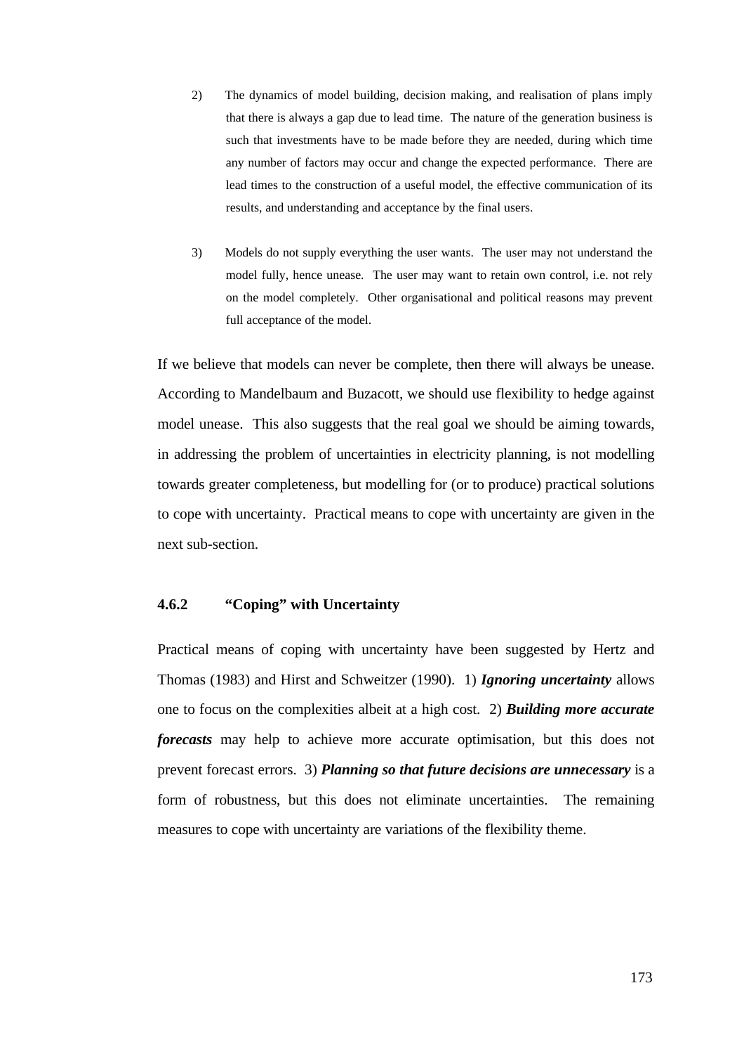2) The dynamics of model building, decision making, and realisation of plans imply that there is always a gap due to lead time. The nature of the generation business is such that investments have to be made before they are needed, during which time any number of factors may occur and change the expected performance. There are lead times to the construction of a useful model, the effective communication of its results, and understanding and acceptance by the final users.

3) Models do not supply everything the user wants. The user may not understand the model fully, hence unease. The user may want to retain own control, i.e. not rely on the model completely. Other organisational and political reasons may prevent full acceptance of the model.

If we believe that models can never be complete, then there will always be unease. According to Mandelbaum and Buzacott, we should use flexibility to hedge against model unease. This also suggests that the real goal we should be aiming towards, in addressing the problem of uncertainties in electricity planning, is not modelling towards greater completeness, but modelling for (or to produce) practical solutions to cope with uncertainty. Practical means to cope with uncertainty are given in the next sub-section.

### 4.6.2 "Coping" with Uncertainty

Practical means of coping with uncertainty have been suggested by Hertz and Thomas (1983) and Hirst and Schweitzer (1990). 1) ***Ignoring uncertainty*** allows one to focus on the complexities albeit at a high cost. 2) ***Building more accurate forecasts*** may help to achieve more accurate optimisation, but this does not prevent forecast errors. 3) ***Planning so that future decisions are unnecessary*** is a form of robustness, but this does not eliminate uncertainties. The remaining measures to cope with uncertainty are variations of the flexibility theme.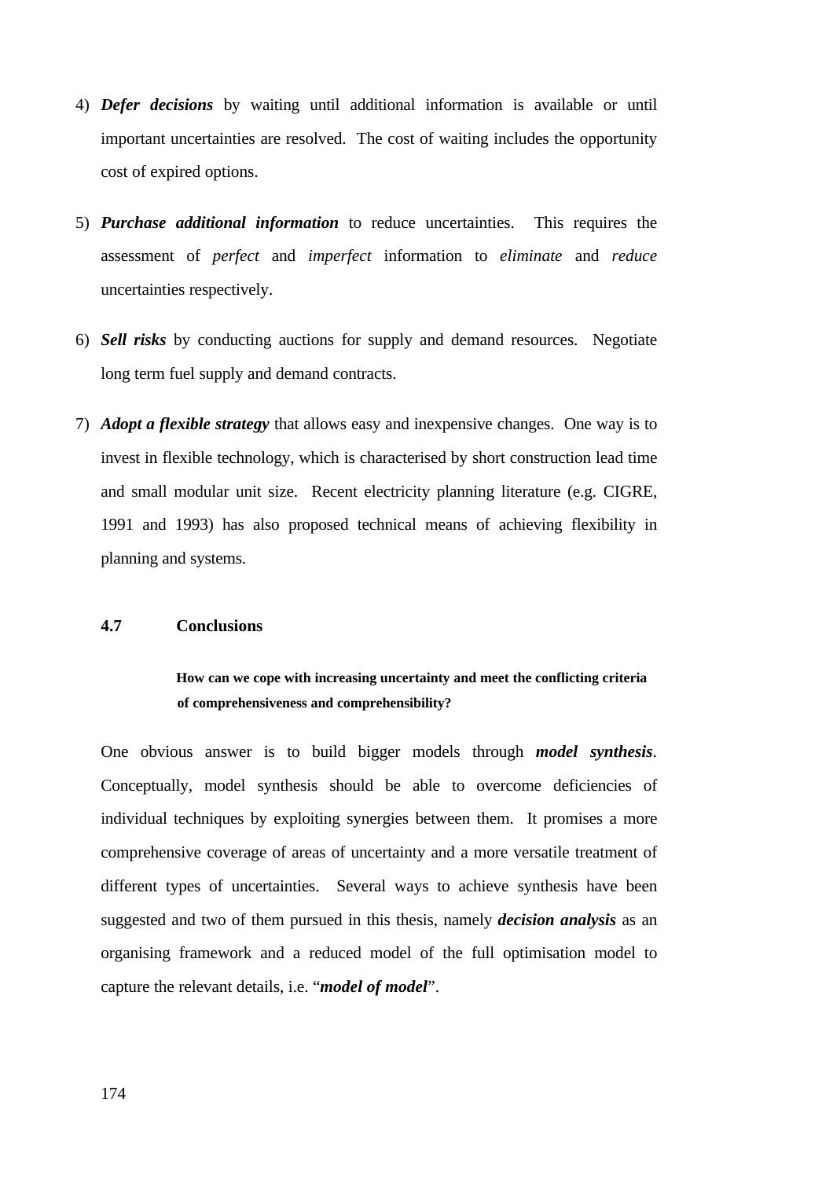4) ***Defer decisions*** by waiting until additional information is available or until important uncertainties are resolved. The cost of waiting includes the opportunity cost of expired options.

5) ***Purchase additional information*** to reduce uncertainties. This requires the assessment of *perfect* and *imperfect* information to *eliminate* and *reduce* uncertainties respectively.

6) ***Sell risks*** by conducting auctions for supply and demand resources. Negotiate long term fuel supply and demand contracts.

7) ***Adopt a flexible strategy*** that allows easy and inexpensive changes. One way is to invest in flexible technology, which is characterised by short construction lead time and small modular unit size. Recent electricity planning literature (e.g. CIGRE, 1991 and 1993) has also proposed technical means of achieving flexibility in planning and systems.

## 4.7 Conclusions

**How can we cope with increasing uncertainty and meet the conflicting criteria of comprehensiveness and comprehensibility?**

One obvious answer is to build bigger models through ***model synthesis***. Conceptually, model synthesis should be able to overcome deficiencies of individual techniques by exploiting synergies between them. It promises a more comprehensive coverage of areas of uncertainty and a more versatile treatment of different types of uncertainties. Several ways to achieve synthesis have been suggested and two of them pursued in this thesis, namely ***decision analysis*** as an organising framework and a reduced model of the full optimisation model to capture the relevant details, i.e. "***model of model***".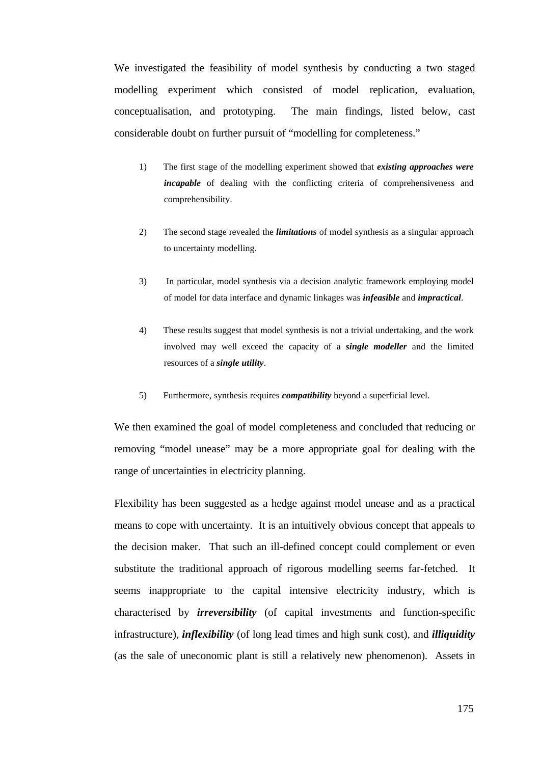We investigated the feasibility of model synthesis by conducting a two staged modelling experiment which consisted of model replication, evaluation, conceptualisation, and prototyping. The main findings, listed below, cast considerable doubt on further pursuit of "modelling for completeness."

1) The first stage of the modelling experiment showed that ***existing approaches were incapable*** of dealing with the conflicting criteria of comprehensiveness and comprehensibility.

2) The second stage revealed the ***limitations*** of model synthesis as a singular approach to uncertainty modelling.

3) In particular, model synthesis via a decision analytic framework employing model of model for data interface and dynamic linkages was ***infeasible*** and ***impractical***.

4) These results suggest that model synthesis is not a trivial undertaking, and the work involved may well exceed the capacity of a ***single modeller*** and the limited resources of a ***single utility***.

5) Furthermore, synthesis requires ***compatibility*** beyond a superficial level.

We then examined the goal of model completeness and concluded that reducing or removing "model unease" may be a more appropriate goal for dealing with the range of uncertainties in electricity planning.

Flexibility has been suggested as a hedge against model unease and as a practical means to cope with uncertainty. It is an intuitively obvious concept that appeals to the decision maker. That such an ill-defined concept could complement or even substitute the traditional approach of rigorous modelling seems far-fetched. It seems inappropriate to the capital intensive electricity industry, which is characterised by ***irreversibility*** (of capital investments and function-specific infrastructure), ***inflexibility*** (of long lead times and high sunk cost), and ***illiquidity*** (as the sale of uneconomic plant is still a relatively new phenomenon). Assets in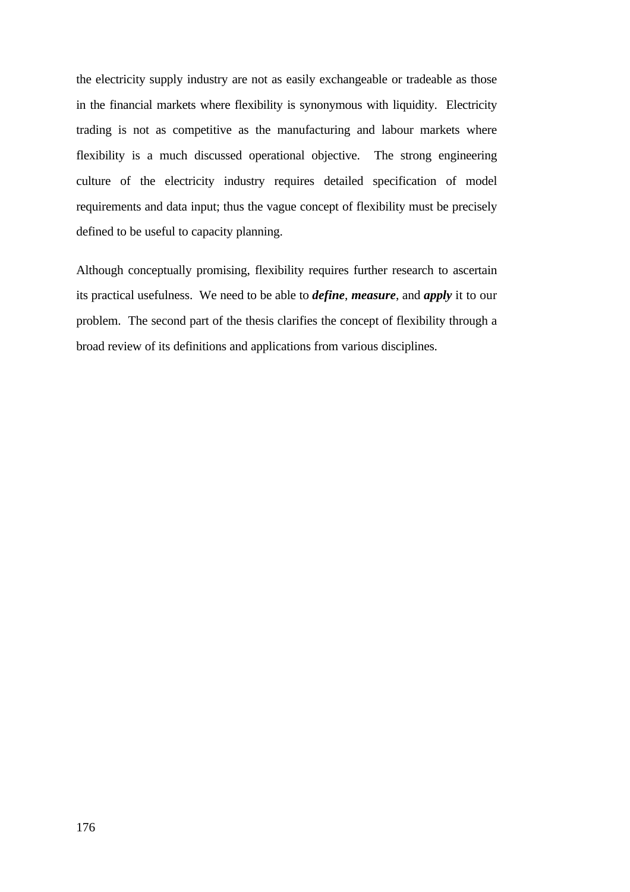the electricity supply industry are not as easily exchangeable or tradeable as those in the financial markets where flexibility is synonymous with liquidity. Electricity trading is not as competitive as the manufacturing and labour markets where flexibility is a much discussed operational objective. The strong engineering culture of the electricity industry requires detailed specification of model requirements and data input; thus the vague concept of flexibility must be precisely defined to be useful to capacity planning.

Although conceptually promising, flexibility requires further research to ascertain its practical usefulness. We need to be able to ***define***, ***measure***, and ***apply*** it to our problem. The second part of the thesis clarifies the concept of flexibility through a broad review of its definitions and applications from various disciplines.